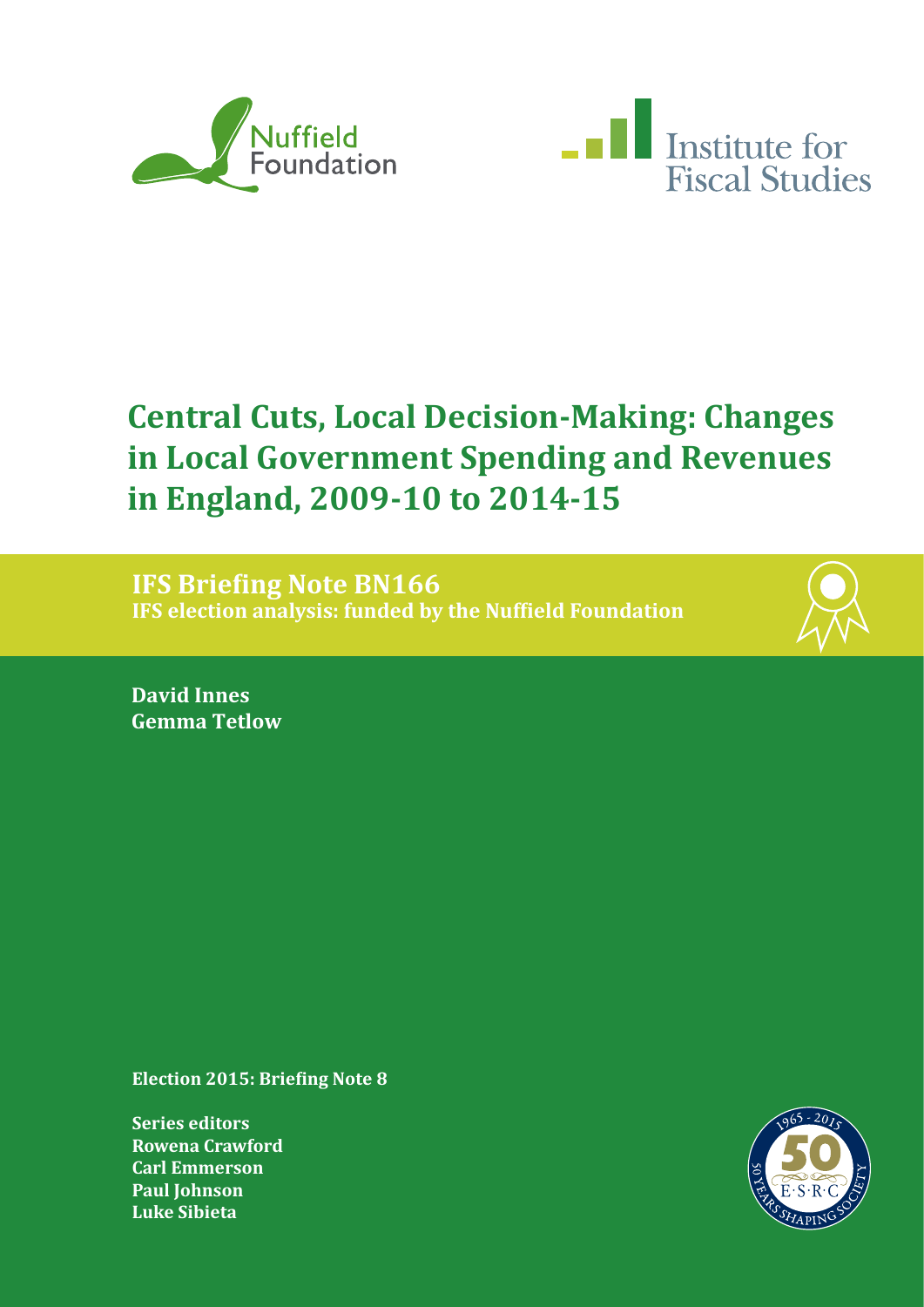Nuffield Foundation

Institute for Fiscal Studies

# Central Cuts, Local Decision-Making: Changes in Local Government Spending and Revenues in England, 2009-10 to 2014-15

**IFS Briefing Note BN166**
**IFS election analysis: funded by the Nuffield Foundation**

**David Innes**
**Gemma Tetlow**

**Election 2015: Briefing Note 8**

**Series editors**
**Rowena Crawford**
**Carl Emmerson**
**Paul Johnson**
**Luke Sibieta**

1965 - 2015 50 E·S·R·C 50 YEARS SHAPING SOCIETY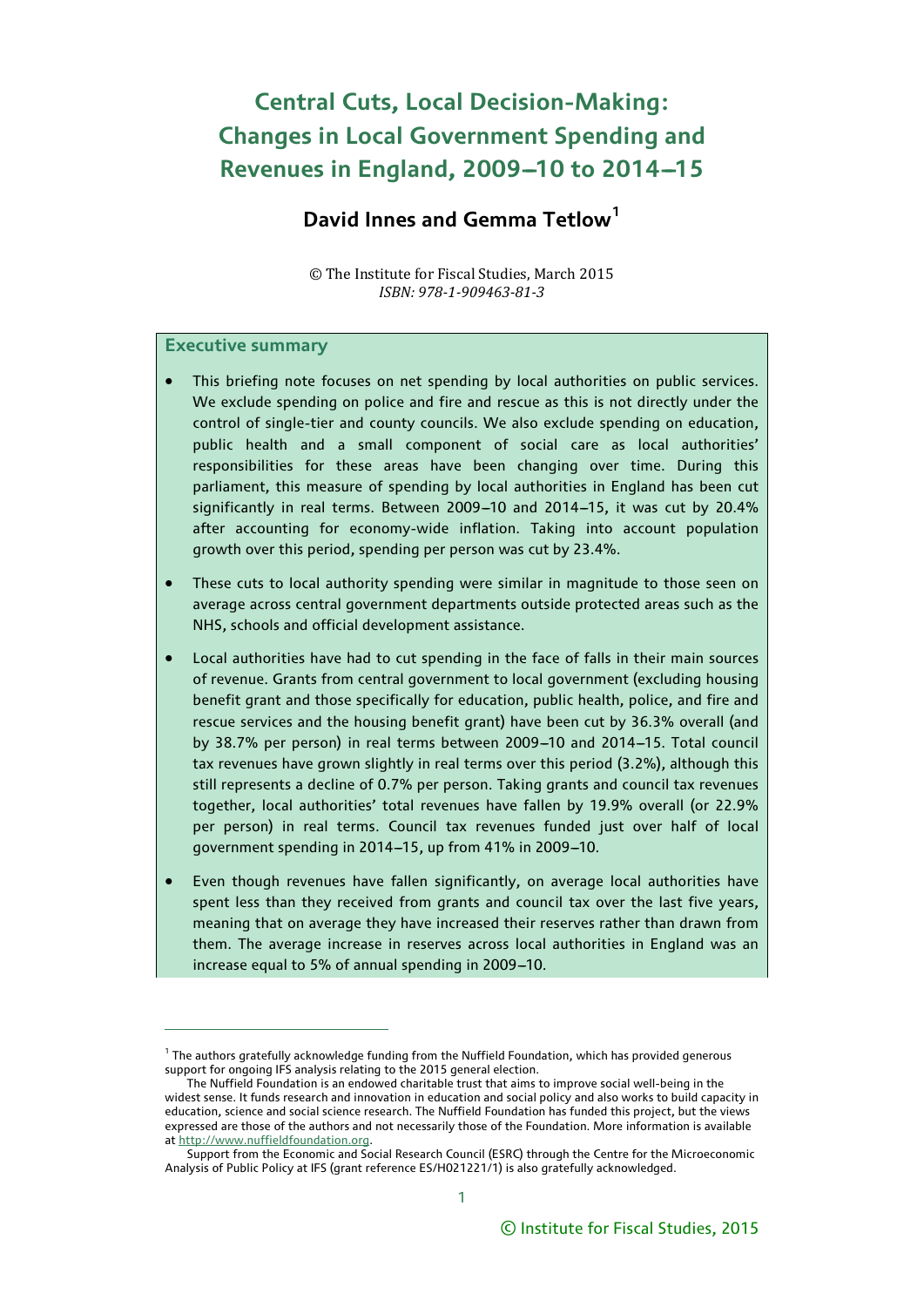# Central Cuts, Local Decision-Making: Changes in Local Government Spending and Revenues in England, 2009–10 to 2014–15

## David Innes and Gemma Tetlow[1]

© The Institute for Fiscal Studies, March 2015
*ISBN: 978-1-909463-81-3*

### Executive summary

- This briefing note focuses on net spending by local authorities on public services. We exclude spending on police and fire and rescue as this is not directly under the control of single-tier and county councils. We also exclude spending on education, public health and a small component of social care as local authorities' responsibilities for these areas have been changing over time. During this parliament, this measure of spending by local authorities in England has been cut significantly in real terms. Between 2009–10 and 2014–15, it was cut by 20.4% after accounting for economy-wide inflation. Taking into account population growth over this period, spending per person was cut by 23.4%.

- These cuts to local authority spending were similar in magnitude to those seen on average across central government departments outside protected areas such as the NHS, schools and official development assistance.

- Local authorities have had to cut spending in the face of falls in their main sources of revenue. Grants from central government to local government (excluding housing benefit grant and those specifically for education, public health, police, and fire and rescue services and the housing benefit grant) have been cut by 36.3% overall (and by 38.7% per person) in real terms between 2009–10 and 2014–15. Total council tax revenues have grown slightly in real terms over this period (3.2%), although this still represents a decline of 0.7% per person. Taking grants and council tax revenues together, local authorities' total revenues have fallen by 19.9% overall (or 22.9% per person) in real terms. Council tax revenues funded just over half of local government spending in 2014–15, up from 41% in 2009–10.

- Even though revenues have fallen significantly, on average local authorities have spent less than they received from grants and council tax over the last five years, meaning that on average they have increased their reserves rather than drawn from them. The average increase in reserves across local authorities in England was an increase equal to 5% of annual spending in 2009–10.

---

[1] The authors gratefully acknowledge funding from the Nuffield Foundation, which has provided generous support for ongoing IFS analysis relating to the 2015 general election.

The Nuffield Foundation is an endowed charitable trust that aims to improve social well-being in the widest sense. It funds research and innovation in education and social policy and also works to build capacity in education, science and social science research. The Nuffield Foundation has funded this project, but the views expressed are those of the authors and not necessarily those of the Foundation. More information is available at http://www.nuffieldfoundation.org.

Support from the Economic and Social Research Council (ESRC) through the Centre for the Microeconomic Analysis of Public Policy at IFS (grant reference ES/H021221/1) is also gratefully acknowledged.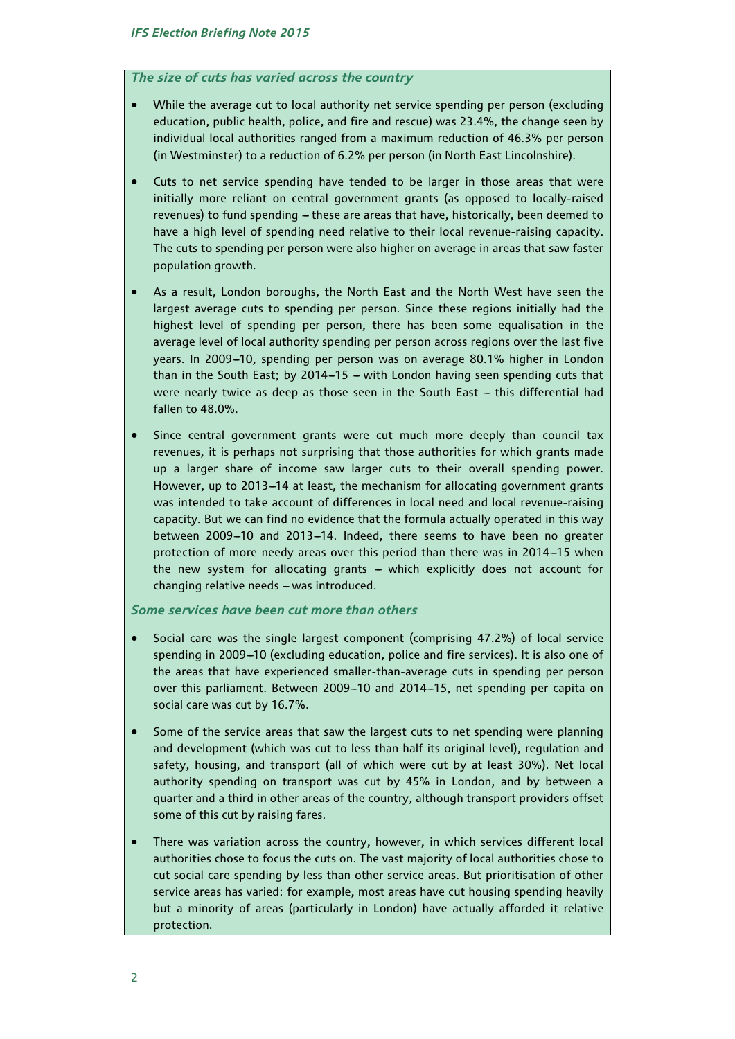### *The size of cuts has varied across the country*

- While the average cut to local authority net service spending per person (excluding education, public health, police, and fire and rescue) was 23.4%, the change seen by individual local authorities ranged from a maximum reduction of 46.3% per person (in Westminster) to a reduction of 6.2% per person (in North East Lincolnshire).
- Cuts to net service spending have tended to be larger in those areas that were initially more reliant on central government grants (as opposed to locally-raised revenues) to fund spending – these are areas that have, historically, been deemed to have a high level of spending need relative to their local revenue-raising capacity. The cuts to spending per person were also higher on average in areas that saw faster population growth.
- As a result, London boroughs, the North East and the North West have seen the largest average cuts to spending per person. Since these regions initially had the highest level of spending per person, there has been some equalisation in the average level of local authority spending per person across regions over the last five years. In 2009–10, spending per person was on average 80.1% higher in London than in the South East; by 2014–15 – with London having seen spending cuts that were nearly twice as deep as those seen in the South East – this differential had fallen to 48.0%.
- Since central government grants were cut much more deeply than council tax revenues, it is perhaps not surprising that those authorities for which grants made up a larger share of income saw larger cuts to their overall spending power. However, up to 2013–14 at least, the mechanism for allocating government grants was intended to take account of differences in local need and local revenue-raising capacity. But we can find no evidence that the formula actually operated in this way between 2009–10 and 2013–14. Indeed, there seems to have been no greater protection of more needy areas over this period than there was in 2014–15 when the new system for allocating grants – which explicitly does not account for changing relative needs – was introduced.

### *Some services have been cut more than others*

- Social care was the single largest component (comprising 47.2%) of local service spending in 2009–10 (excluding education, police and fire services). It is also one of the areas that have experienced smaller-than-average cuts in spending per person over this parliament. Between 2009–10 and 2014–15, net spending per capita on social care was cut by 16.7%.
- Some of the service areas that saw the largest cuts to net spending were planning and development (which was cut to less than half its original level), regulation and safety, housing, and transport (all of which were cut by at least 30%). Net local authority spending on transport was cut by 45% in London, and by between a quarter and a third in other areas of the country, although transport providers offset some of this cut by raising fares.
- There was variation across the country, however, in which services different local authorities chose to focus the cuts on. The vast majority of local authorities chose to cut social care spending by less than other service areas. But prioritisation of other service areas has varied: for example, most areas have cut housing spending heavily but a minority of areas (particularly in London) have actually afforded it relative protection.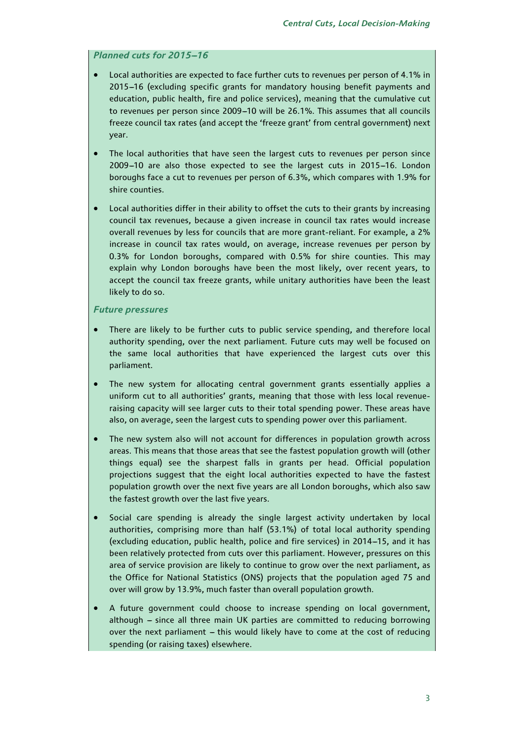### *Planned cuts for 2015–16*

- Local authorities are expected to face further cuts to revenues per person of 4.1% in 2015–16 (excluding specific grants for mandatory housing benefit payments and education, public health, fire and police services), meaning that the cumulative cut to revenues per person since 2009–10 will be 26.1%. This assumes that all councils freeze council tax rates (and accept the 'freeze grant' from central government) next year.
- The local authorities that have seen the largest cuts to revenues per person since 2009–10 are also those expected to see the largest cuts in 2015–16. London boroughs face a cut to revenues per person of 6.3%, which compares with 1.9% for shire counties.
- Local authorities differ in their ability to offset the cuts to their grants by increasing council tax revenues, because a given increase in council tax rates would increase overall revenues by less for councils that are more grant-reliant. For example, a 2% increase in council tax rates would, on average, increase revenues per person by 0.3% for London boroughs, compared with 0.5% for shire counties. This may explain why London boroughs have been the most likely, over recent years, to accept the council tax freeze grants, while unitary authorities have been the least likely to do so.

### *Future pressures*

- There are likely to be further cuts to public service spending, and therefore local authority spending, over the next parliament. Future cuts may well be focused on the same local authorities that have experienced the largest cuts over this parliament.
- The new system for allocating central government grants essentially applies a uniform cut to all authorities' grants, meaning that those with less local revenue-raising capacity will see larger cuts to their total spending power. These areas have also, on average, seen the largest cuts to spending power over this parliament.
- The new system also will not account for differences in population growth across areas. This means that those areas that see the fastest population growth will (other things equal) see the sharpest falls in grants per head. Official population projections suggest that the eight local authorities expected to have the fastest population growth over the next five years are all London boroughs, which also saw the fastest growth over the last five years.
- Social care spending is already the single largest activity undertaken by local authorities, comprising more than half (53.1%) of total local authority spending (excluding education, public health, police and fire services) in 2014–15, and it has been relatively protected from cuts over this parliament. However, pressures on this area of service provision are likely to continue to grow over the next parliament, as the Office for National Statistics (ONS) projects that the population aged 75 and over will grow by 13.9%, much faster than overall population growth.
- A future government could choose to increase spending on local government, although – since all three main UK parties are committed to reducing borrowing over the next parliament – this would likely have to come at the cost of reducing spending (or raising taxes) elsewhere.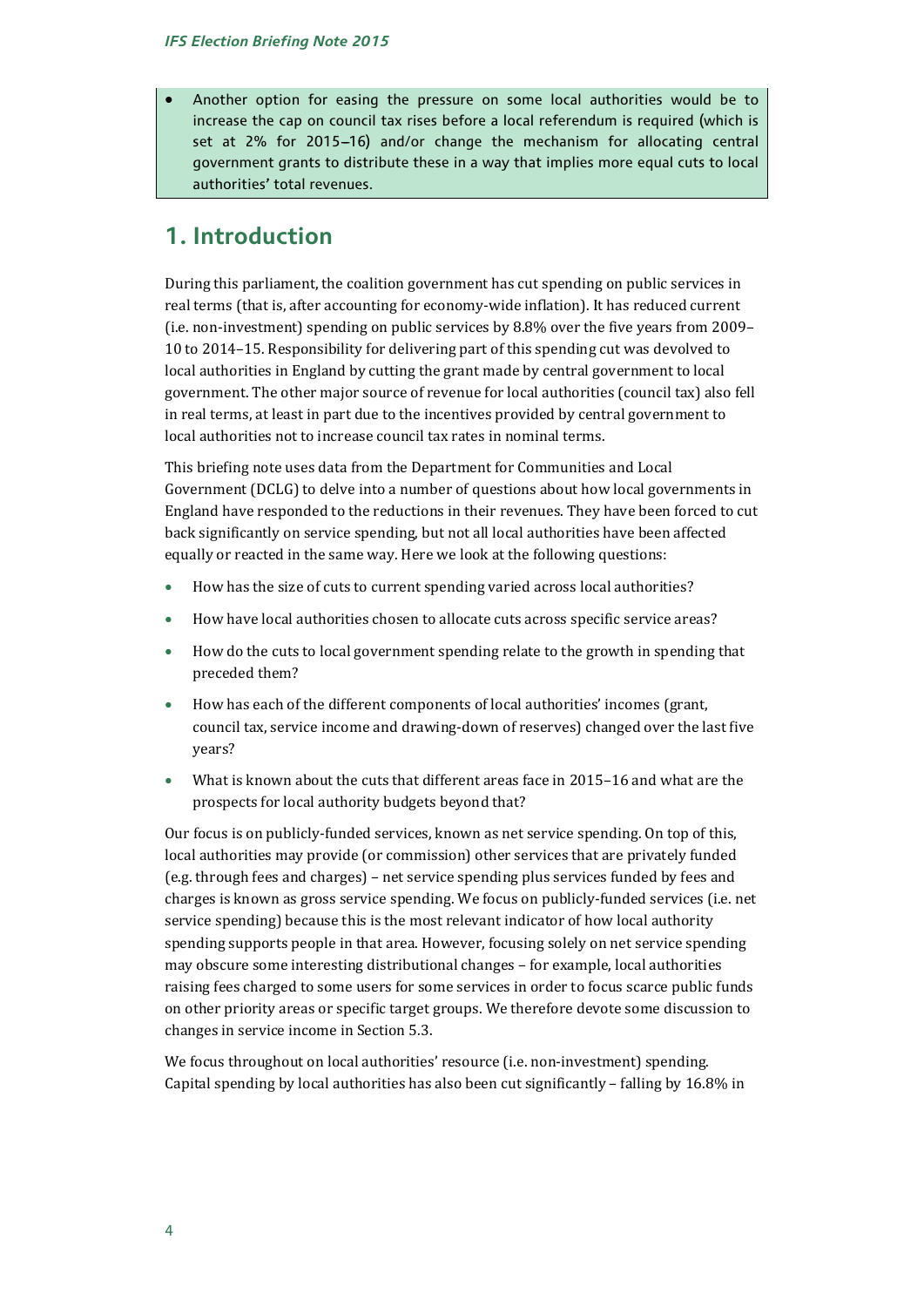- Another option for easing the pressure on some local authorities would be to increase the cap on council tax rises before a local referendum is required (which is set at 2% for 2015–16) and/or change the mechanism for allocating central government grants to distribute these in a way that implies more equal cuts to local authorities' total revenues.

# 1. Introduction

During this parliament, the coalition government has cut spending on public services in real terms (that is, after accounting for economy-wide inflation). It has reduced current (i.e. non-investment) spending on public services by 8.8% over the five years from 2009–10 to 2014–15. Responsibility for delivering part of this spending cut was devolved to local authorities in England by cutting the grant made by central government to local government. The other major source of revenue for local authorities (council tax) also fell in real terms, at least in part due to the incentives provided by central government to local authorities not to increase council tax rates in nominal terms.

This briefing note uses data from the Department for Communities and Local Government (DCLG) to delve into a number of questions about how local governments in England have responded to the reductions in their revenues. They have been forced to cut back significantly on service spending, but not all local authorities have been affected equally or reacted in the same way. Here we look at the following questions:

- How has the size of cuts to current spending varied across local authorities?
- How have local authorities chosen to allocate cuts across specific service areas?
- How do the cuts to local government spending relate to the growth in spending that preceded them?
- How has each of the different components of local authorities' incomes (grant, council tax, service income and drawing-down of reserves) changed over the last five years?
- What is known about the cuts that different areas face in 2015–16 and what are the prospects for local authority budgets beyond that?

Our focus is on publicly-funded services, known as net service spending. On top of this, local authorities may provide (or commission) other services that are privately funded (e.g. through fees and charges) – net service spending plus services funded by fees and charges is known as gross service spending. We focus on publicly-funded services (i.e. net service spending) because this is the most relevant indicator of how local authority spending supports people in that area. However, focusing solely on net service spending may obscure some interesting distributional changes – for example, local authorities raising fees charged to some users for some services in order to focus scarce public funds on other priority areas or specific target groups. We therefore devote some discussion to changes in service income in Section 5.3.

We focus throughout on local authorities' resource (i.e. non-investment) spending. Capital spending by local authorities has also been cut significantly – falling by 16.8% in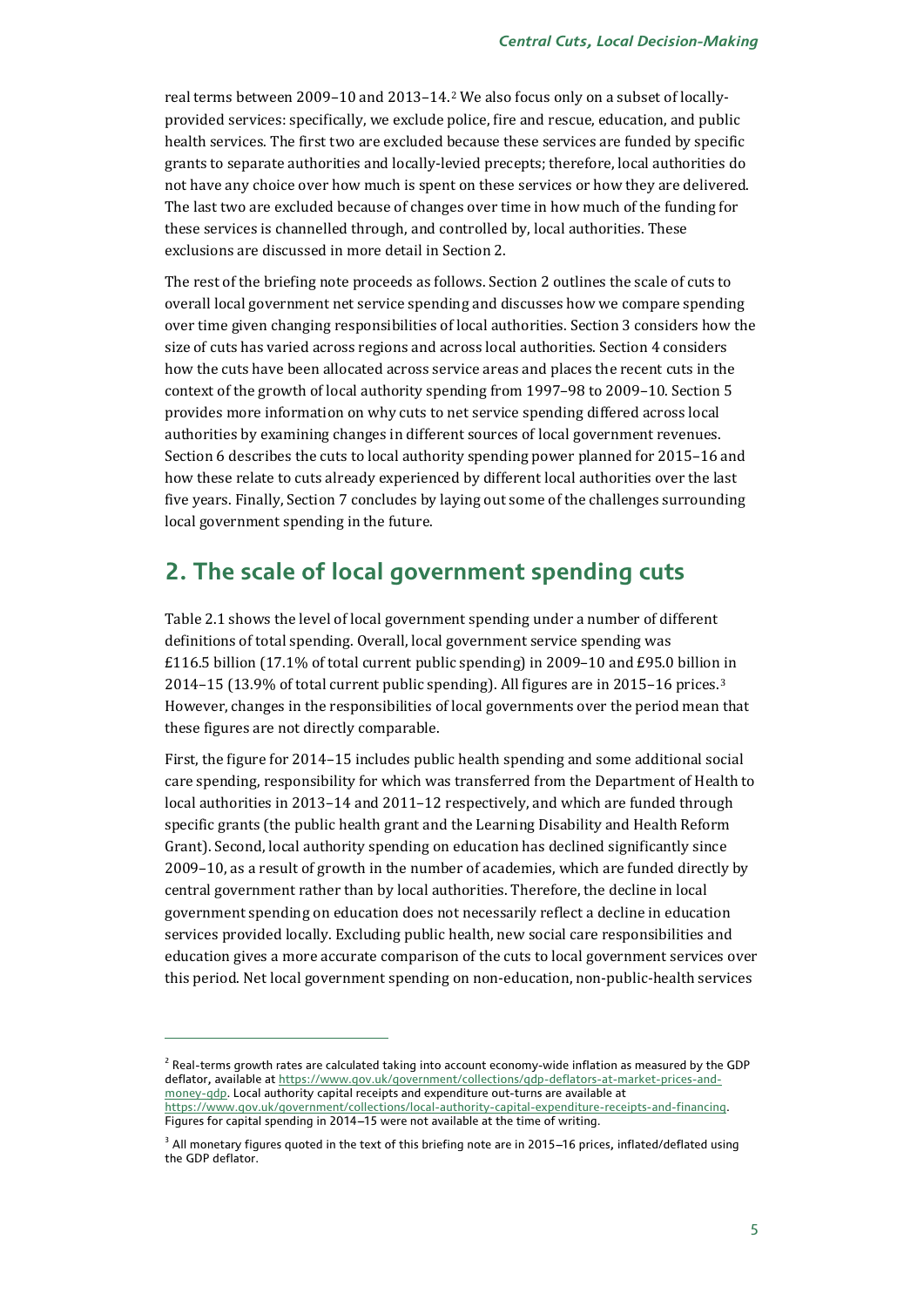real terms between 2009–10 and 2013–14.[2] We also focus only on a subset of locally-provided services: specifically, we exclude police, fire and rescue, education, and public health services. The first two are excluded because these services are funded by specific grants to separate authorities and locally-levied precepts; therefore, local authorities do not have any choice over how much is spent on these services or how they are delivered. The last two are excluded because of changes over time in how much of the funding for these services is channelled through, and controlled by, local authorities. These exclusions are discussed in more detail in Section 2.

The rest of the briefing note proceeds as follows. Section 2 outlines the scale of cuts to overall local government net service spending and discusses how we compare spending over time given changing responsibilities of local authorities. Section 3 considers how the size of cuts has varied across regions and across local authorities. Section 4 considers how the cuts have been allocated across service areas and places the recent cuts in the context of the growth of local authority spending from 1997–98 to 2009–10. Section 5 provides more information on why cuts to net service spending differed across local authorities by examining changes in different sources of local government revenues. Section 6 describes the cuts to local authority spending power planned for 2015–16 and how these relate to cuts already experienced by different local authorities over the last five years. Finally, Section 7 concludes by laying out some of the challenges surrounding local government spending in the future.

## 2. The scale of local government spending cuts

Table 2.1 shows the level of local government spending under a number of different definitions of total spending. Overall, local government service spending was £116.5 billion (17.1% of total current public spending) in 2009–10 and £95.0 billion in 2014–15 (13.9% of total current public spending). All figures are in 2015–16 prices.[3] However, changes in the responsibilities of local governments over the period mean that these figures are not directly comparable.

First, the figure for 2014–15 includes public health spending and some additional social care spending, responsibility for which was transferred from the Department of Health to local authorities in 2013–14 and 2011–12 respectively, and which are funded through specific grants (the public health grant and the Learning Disability and Health Reform Grant). Second, local authority spending on education has declined significantly since 2009–10, as a result of growth in the number of academies, which are funded directly by central government rather than by local authorities. Therefore, the decline in local government spending on education does not necessarily reflect a decline in education services provided locally. Excluding public health, new social care responsibilities and education gives a more accurate comparison of the cuts to local government services over this period. Net local government spending on non-education, non-public-health services

---

[2] Real-terms growth rates are calculated taking into account economy-wide inflation as measured by the GDP deflator, available at https://www.gov.uk/government/collections/gdp-deflators-at-market-prices-and-money-gdp. Local authority capital receipts and expenditure out-turns are available at https://www.gov.uk/government/collections/local-authority-capital-expenditure-receipts-and-financing. Figures for capital spending in 2014–15 were not available at the time of writing.

[3] All monetary figures quoted in the text of this briefing note are in 2015–16 prices, inflated/deflated using the GDP deflator.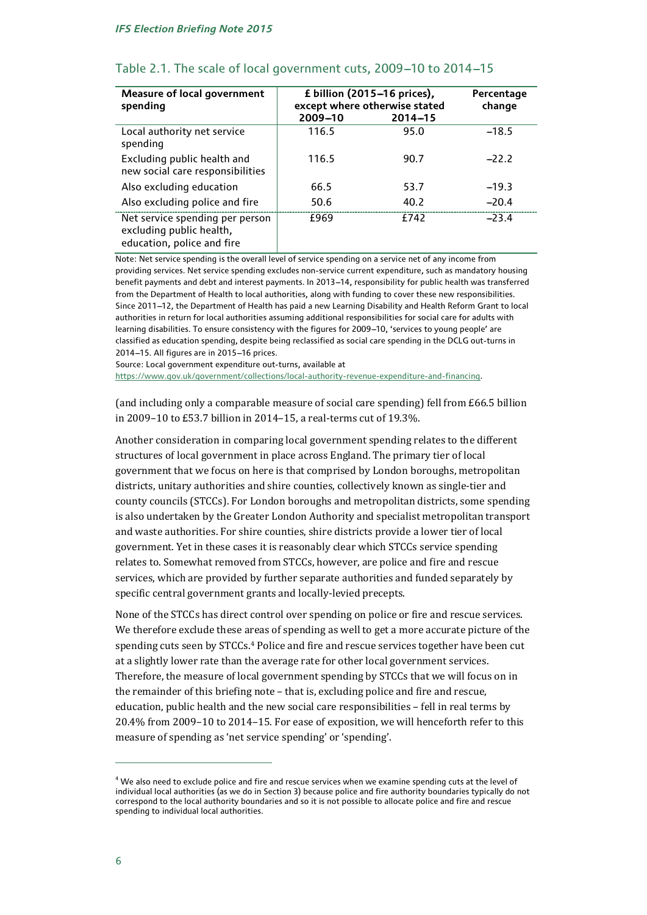Table 2.1. The scale of local government cuts, 2009–10 to 2014–15

| Measure of local government spending | £ billion (2015–16 prices), except where otherwise stated 2009–10 | 2014–15 | Percentage change |
|---|---|---|---|
| Local authority net service spending | 116.5 | 95.0 | –18.5 |
| Excluding public health and new social care responsibilities | 116.5 | 90.7 | –22.2 |
| Also excluding education | 66.5 | 53.7 | –19.3 |
| Also excluding police and fire | 50.6 | 40.2 | –20.4 |
| Net service spending per person excluding public health, education, police and fire | £969 | £742 | –23.4 |

Note: Net service spending is the overall level of service spending on a service net of any income from providing services. Net service spending excludes non-service current expenditure, such as mandatory housing benefit payments and debt and interest payments. In 2013–14, responsibility for public health was transferred from the Department of Health to local authorities, along with funding to cover these new responsibilities. Since 2011–12, the Department of Health has paid a new Learning Disability and Health Reform Grant to local authorities in return for local authorities assuming additional responsibilities for social care for adults with learning disabilities. To ensure consistency with the figures for 2009–10, 'services to young people' are classified as education spending, despite being reclassified as social care spending in the DCLG out-turns in 2014–15. All figures are in 2015–16 prices.

Source: Local government expenditure out-turns, available at https://www.gov.uk/government/collections/local-authority-revenue-expenditure-and-financing.

(and including only a comparable measure of social care spending) fell from £66.5 billion in 2009–10 to £53.7 billion in 2014–15, a real-terms cut of 19.3%.

Another consideration in comparing local government spending relates to the different structures of local government in place across England. The primary tier of local government that we focus on here is that comprised by London boroughs, metropolitan districts, unitary authorities and shire counties, collectively known as single-tier and county councils (STCCs). For London boroughs and metropolitan districts, some spending is also undertaken by the Greater London Authority and specialist metropolitan transport and waste authorities. For shire counties, shire districts provide a lower tier of local government. Yet in these cases it is reasonably clear which STCCs service spending relates to. Somewhat removed from STCCs, however, are police and fire and rescue services, which are provided by further separate authorities and funded separately by specific central government grants and locally-levied precepts.

None of the STCCs has direct control over spending on police or fire and rescue services. We therefore exclude these areas of spending as well to get a more accurate picture of the spending cuts seen by STCCs.[4] Police and fire and rescue services together have been cut at a slightly lower rate than the average rate for other local government services. Therefore, the measure of local government spending by STCCs that we will focus on in the remainder of this briefing note – that is, excluding police and fire and rescue, education, public health and the new social care responsibilities – fell in real terms by 20.4% from 2009–10 to 2014–15. For ease of exposition, we will henceforth refer to this measure of spending as 'net service spending' or 'spending'.

[4] We also need to exclude police and fire and rescue services when we examine spending cuts at the level of individual local authorities (as we do in Section 3) because police and fire authority boundaries typically do not correspond to the local authority boundaries and so it is not possible to allocate police and fire and rescue spending to individual local authorities.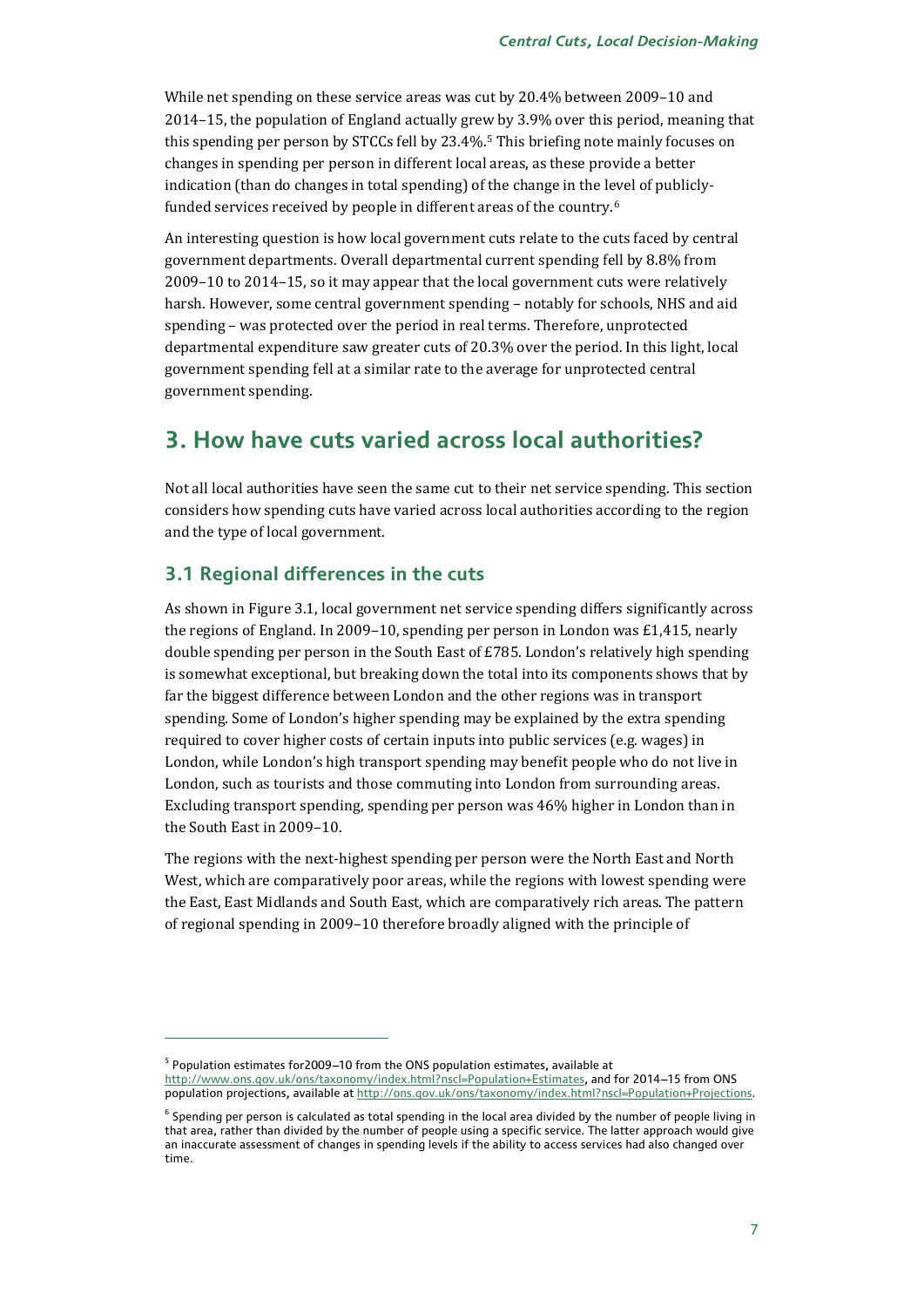While net spending on these service areas was cut by 20.4% between 2009–10 and 2014–15, the population of England actually grew by 3.9% over this period, meaning that this spending per person by STCCs fell by 23.4%.[5] This briefing note mainly focuses on changes in spending per person in different local areas, as these provide a better indication (than do changes in total spending) of the change in the level of publicly-funded services received by people in different areas of the country.[6]

An interesting question is how local government cuts relate to the cuts faced by central government departments. Overall departmental current spending fell by 8.8% from 2009–10 to 2014–15, so it may appear that the local government cuts were relatively harsh. However, some central government spending – notably for schools, NHS and aid spending – was protected over the period in real terms. Therefore, unprotected departmental expenditure saw greater cuts of 20.3% over the period. In this light, local government spending fell at a similar rate to the average for unprotected central government spending.

## 3. How have cuts varied across local authorities?

Not all local authorities have seen the same cut to their net service spending. This section considers how spending cuts have varied across local authorities according to the region and the type of local government.

### 3.1 Regional differences in the cuts

As shown in Figure 3.1, local government net service spending differs significantly across the regions of England. In 2009–10, spending per person in London was £1,415, nearly double spending per person in the South East of £785. London's relatively high spending is somewhat exceptional, but breaking down the total into its components shows that by far the biggest difference between London and the other regions was in transport spending. Some of London's higher spending may be explained by the extra spending required to cover higher costs of certain inputs into public services (e.g. wages) in London, while London's high transport spending may benefit people who do not live in London, such as tourists and those commuting into London from surrounding areas. Excluding transport spending, spending per person was 46% higher in London than in the South East in 2009–10.

The regions with the next-highest spending per person were the North East and North West, which are comparatively poor areas, while the regions with lowest spending were the East, East Midlands and South East, which are comparatively rich areas. The pattern of regional spending in 2009–10 therefore broadly aligned with the principle of

---

[5] Population estimates for2009–10 from the ONS population estimates, available at http://www.ons.gov.uk/ons/taxonomy/index.html?nscl=Population+Estimates, and for 2014–15 from ONS population projections, available at http://ons.gov.uk/ons/taxonomy/index.html?nscl=Population+Projections.

[6] Spending per person is calculated as total spending in the local area divided by the number of people living in that area, rather than divided by the number of people using a specific service. The latter approach would give an inaccurate assessment of changes in spending levels if the ability to access services had also changed over time.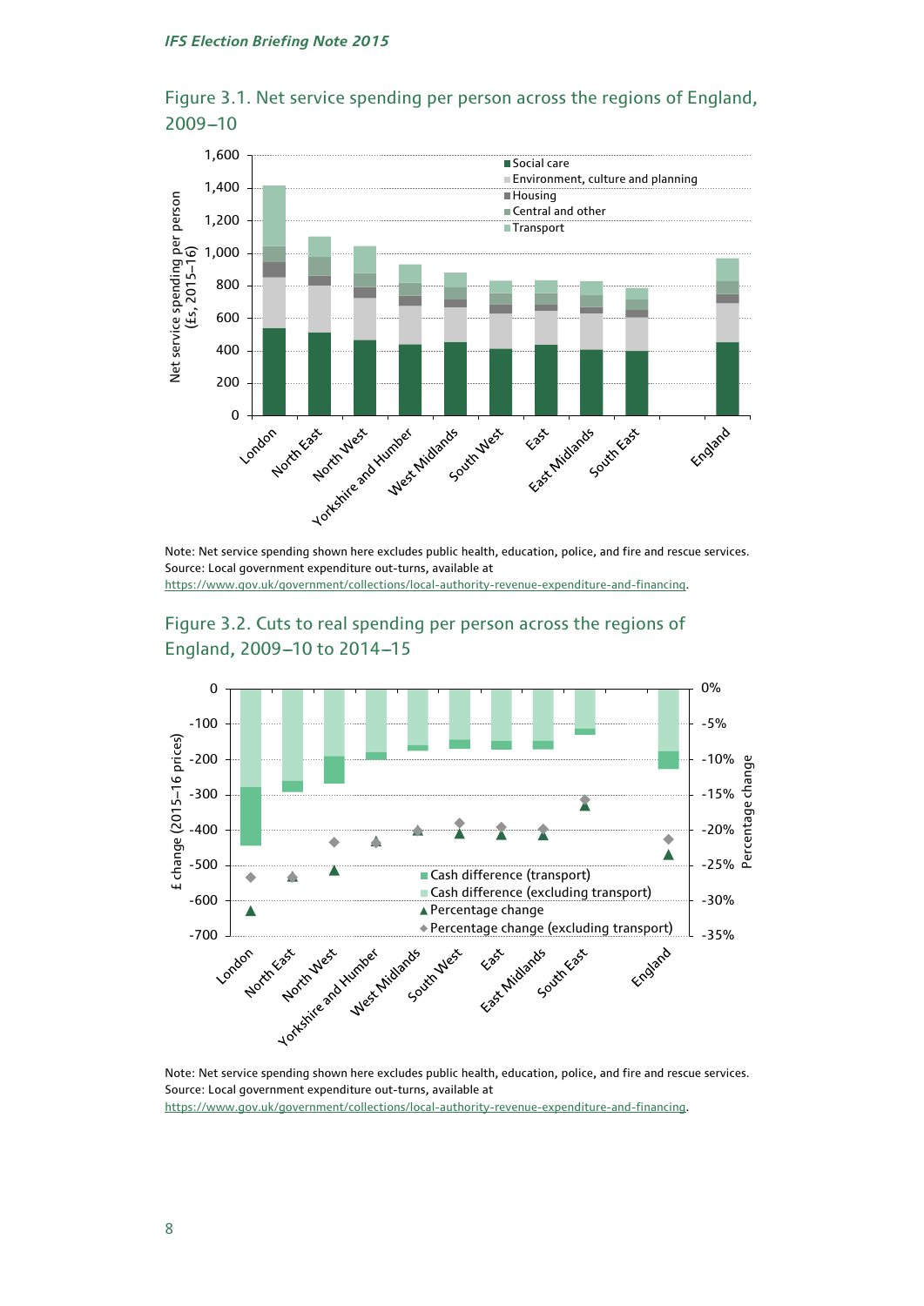Figure 3.1. Net service spending per person across the regions of England, 2009–10

Note: Net service spending shown here excludes public health, education, police, and fire and rescue services.
Source: Local government expenditure out-turns, available at https://www.gov.uk/government/collections/local-authority-revenue-expenditure-and-financing.

Figure 3.2. Cuts to real spending per person across the regions of England, 2009–10 to 2014–15

Note: Net service spending shown here excludes public health, education, police, and fire and rescue services.
Source: Local government expenditure out-turns, available at https://www.gov.uk/government/collections/local-authority-revenue-expenditure-and-financing.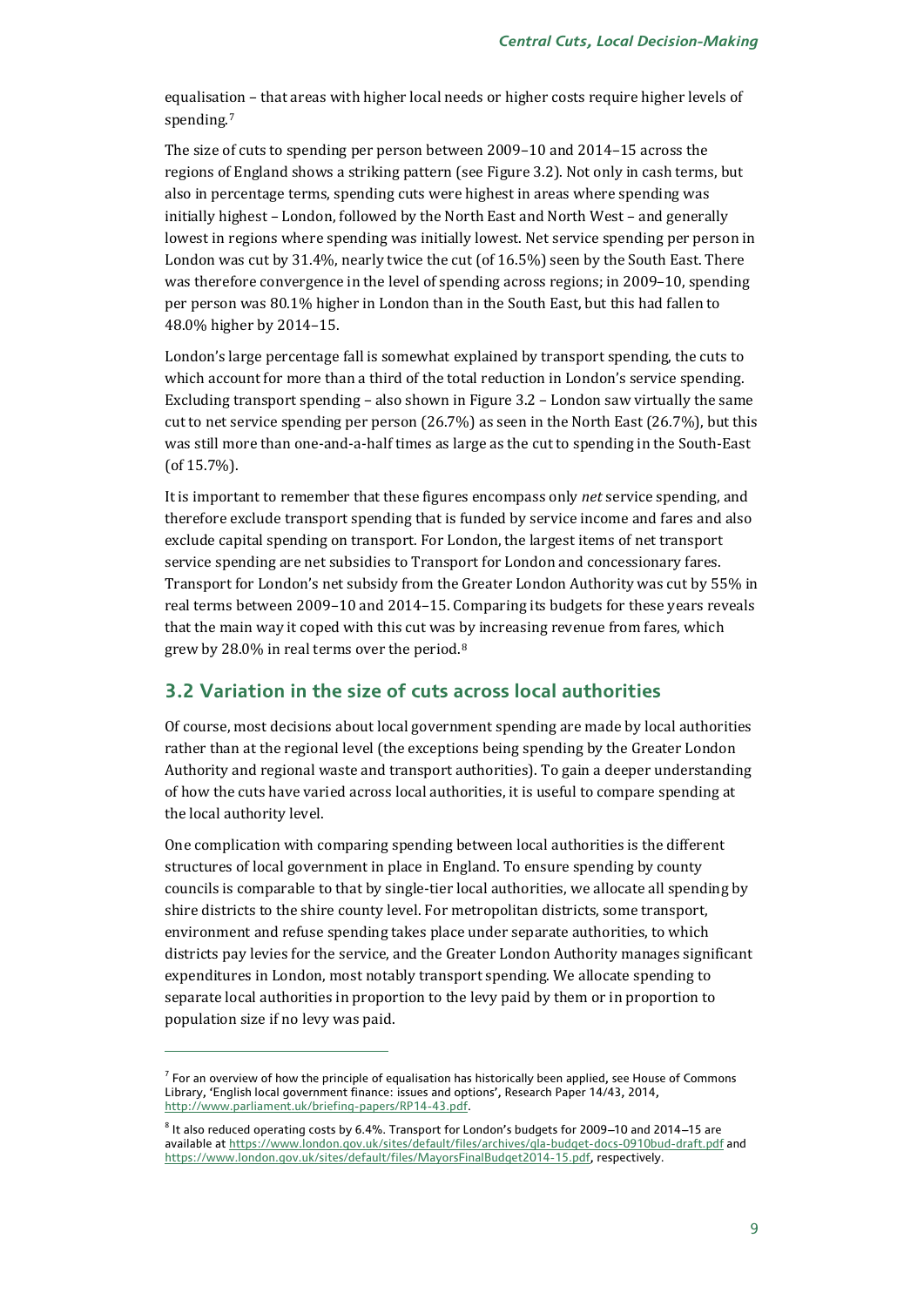equalisation – that areas with higher local needs or higher costs require higher levels of spending.[7]

The size of cuts to spending per person between 2009–10 and 2014–15 across the regions of England shows a striking pattern (see Figure 3.2). Not only in cash terms, but also in percentage terms, spending cuts were highest in areas where spending was initially highest – London, followed by the North East and North West – and generally lowest in regions where spending was initially lowest. Net service spending per person in London was cut by 31.4%, nearly twice the cut (of 16.5%) seen by the South East. There was therefore convergence in the level of spending across regions; in 2009–10, spending per person was 80.1% higher in London than in the South East, but this had fallen to 48.0% higher by 2014–15.

London's large percentage fall is somewhat explained by transport spending, the cuts to which account for more than a third of the total reduction in London's service spending. Excluding transport spending – also shown in Figure 3.2 – London saw virtually the same cut to net service spending per person (26.7%) as seen in the North East (26.7%), but this was still more than one-and-a-half times as large as the cut to spending in the South-East (of 15.7%).

It is important to remember that these figures encompass only *net* service spending, and therefore exclude transport spending that is funded by service income and fares and also exclude capital spending on transport. For London, the largest items of net transport service spending are net subsidies to Transport for London and concessionary fares. Transport for London's net subsidy from the Greater London Authority was cut by 55% in real terms between 2009–10 and 2014–15. Comparing its budgets for these years reveals that the main way it coped with this cut was by increasing revenue from fares, which grew by 28.0% in real terms over the period.[8]

## 3.2 Variation in the size of cuts across local authorities

Of course, most decisions about local government spending are made by local authorities rather than at the regional level (the exceptions being spending by the Greater London Authority and regional waste and transport authorities). To gain a deeper understanding of how the cuts have varied across local authorities, it is useful to compare spending at the local authority level.

One complication with comparing spending between local authorities is the different structures of local government in place in England. To ensure spending by county councils is comparable to that by single-tier local authorities, we allocate all spending by shire districts to the shire county level. For metropolitan districts, some transport, environment and refuse spending takes place under separate authorities, to which districts pay levies for the service, and the Greater London Authority manages significant expenditures in London, most notably transport spending. We allocate spending to separate local authorities in proportion to the levy paid by them or in proportion to population size if no levy was paid.

---

[7] For an overview of how the principle of equalisation has historically been applied, see House of Commons Library, 'English local government finance: issues and options', Research Paper 14/43, 2014, http://www.parliament.uk/briefing-papers/RP14-43.pdf.

[8] It also reduced operating costs by 6.4%. Transport for London's budgets for 2009–10 and 2014–15 are available at https://www.london.gov.uk/sites/default/files/archives/gla-budget-docs-0910bud-draft.pdf and https://www.london.gov.uk/sites/default/files/MayorsFinalBudget2014-15.pdf, respectively.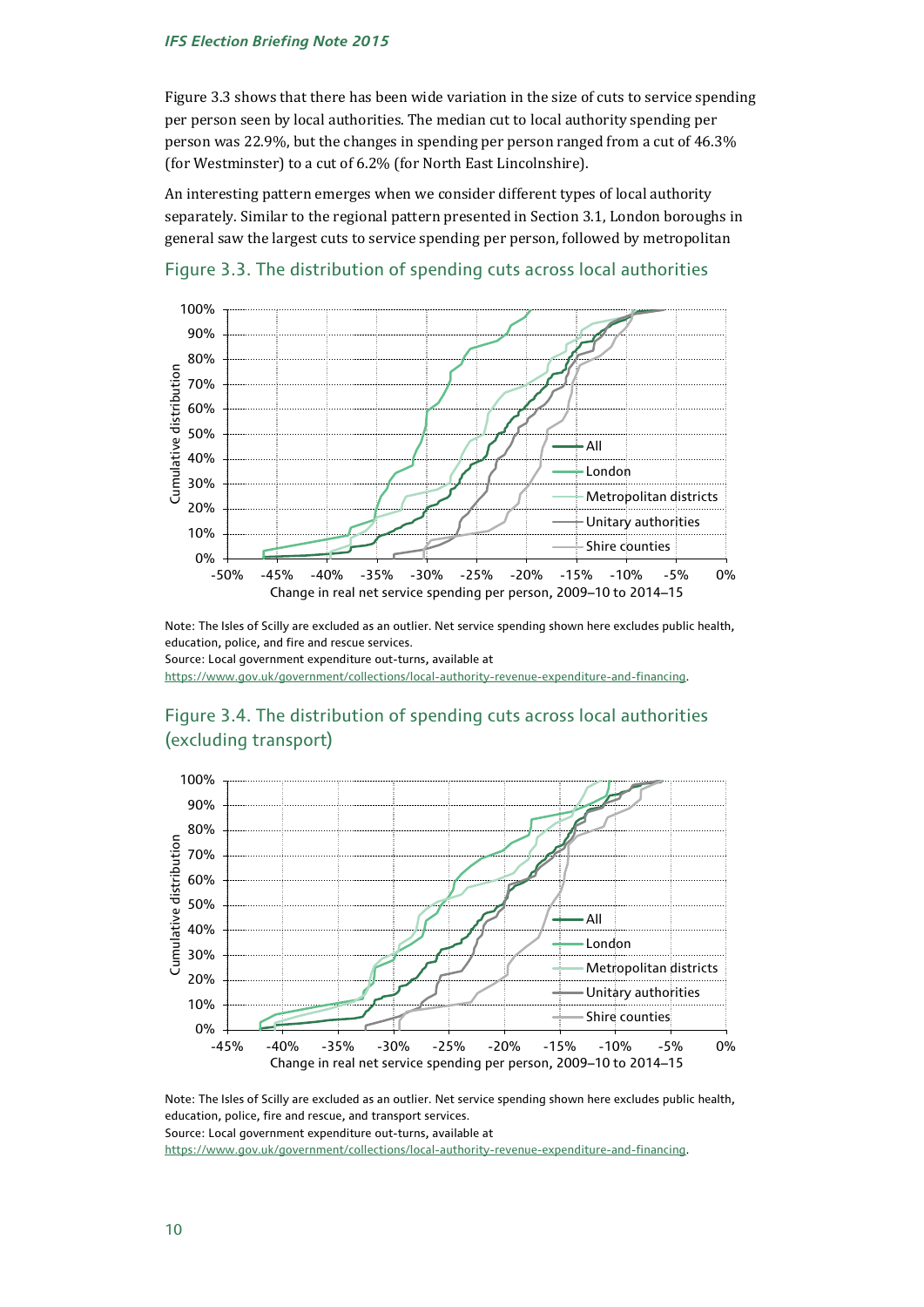Figure 3.3 shows that there has been wide variation in the size of cuts to service spending per person seen by local authorities. The median cut to local authority spending per person was 22.9%, but the changes in spending per person ranged from a cut of 46.3% (for Westminster) to a cut of 6.2% (for North East Lincolnshire).

An interesting pattern emerges when we consider different types of local authority separately. Similar to the regional pattern presented in Section 3.1, London boroughs in general saw the largest cuts to service spending per person, followed by metropolitan

## Figure 3.3. The distribution of spending cuts across local authorities

Note: The Isles of Scilly are excluded as an outlier. Net service spending shown here excludes public health, education, police, and fire and rescue services.
Source: Local government expenditure out-turns, available at https://www.gov.uk/government/collections/local-authority-revenue-expenditure-and-financing.

## Figure 3.4. The distribution of spending cuts across local authorities (excluding transport)

Note: The Isles of Scilly are excluded as an outlier. Net service spending shown here excludes public health, education, police, fire and rescue, and transport services.
Source: Local government expenditure out-turns, available at https://www.gov.uk/government/collections/local-authority-revenue-expenditure-and-financing.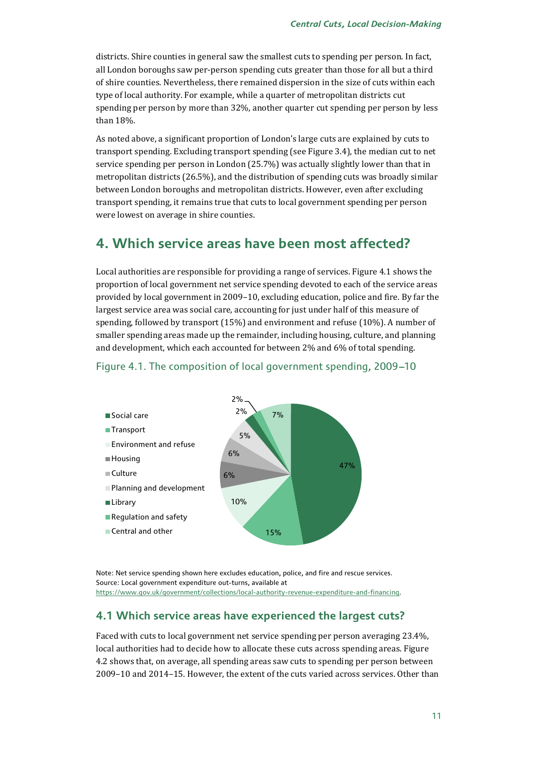districts. Shire counties in general saw the smallest cuts to spending per person. In fact, all London boroughs saw per-person spending cuts greater than those for all but a third of shire counties. Nevertheless, there remained dispersion in the size of cuts within each type of local authority. For example, while a quarter of metropolitan districts cut spending per person by more than 32%, another quarter cut spending per person by less than 18%.

As noted above, a significant proportion of London's large cuts are explained by cuts to transport spending. Excluding transport spending (see Figure 3.4), the median cut to net service spending per person in London (25.7%) was actually slightly lower than that in metropolitan districts (26.5%), and the distribution of spending cuts was broadly similar between London boroughs and metropolitan districts. However, even after excluding transport spending, it remains true that cuts to local government spending per person were lowest on average in shire counties.

## 4. Which service areas have been most affected?

Local authorities are responsible for providing a range of services. Figure 4.1 shows the proportion of local government net service spending devoted to each of the service areas provided by local government in 2009–10, excluding education, police and fire. By far the largest service area was social care, accounting for just under half of this measure of spending, followed by transport (15%) and environment and refuse (10%). A number of smaller spending areas made up the remainder, including housing, culture, and planning and development, which each accounted for between 2% and 6% of total spending.

Figure 4.1. The composition of local government spending, 2009–10

| Service area | Share |
|---|---|
| Social care | 47% |
| Transport | 15% |
| Environment and refuse | 10% |
| Housing | 6% |
| Culture | 6% |
| Planning and development | 5% |
| Library | 2% |
| Regulation and safety | 2% |
| Central and other | 7% |

Note: Net service spending shown here excludes education, police, and fire and rescue services.
Source: Local government expenditure out-turns, available at https://www.gov.uk/government/collections/local-authority-revenue-expenditure-and-financing.

### 4.1 Which service areas have experienced the largest cuts?

Faced with cuts to local government net service spending per person averaging 23.4%, local authorities had to decide how to allocate these cuts across spending areas. Figure 4.2 shows that, on average, all spending areas saw cuts to spending per person between 2009–10 and 2014–15. However, the extent of the cuts varied across services. Other than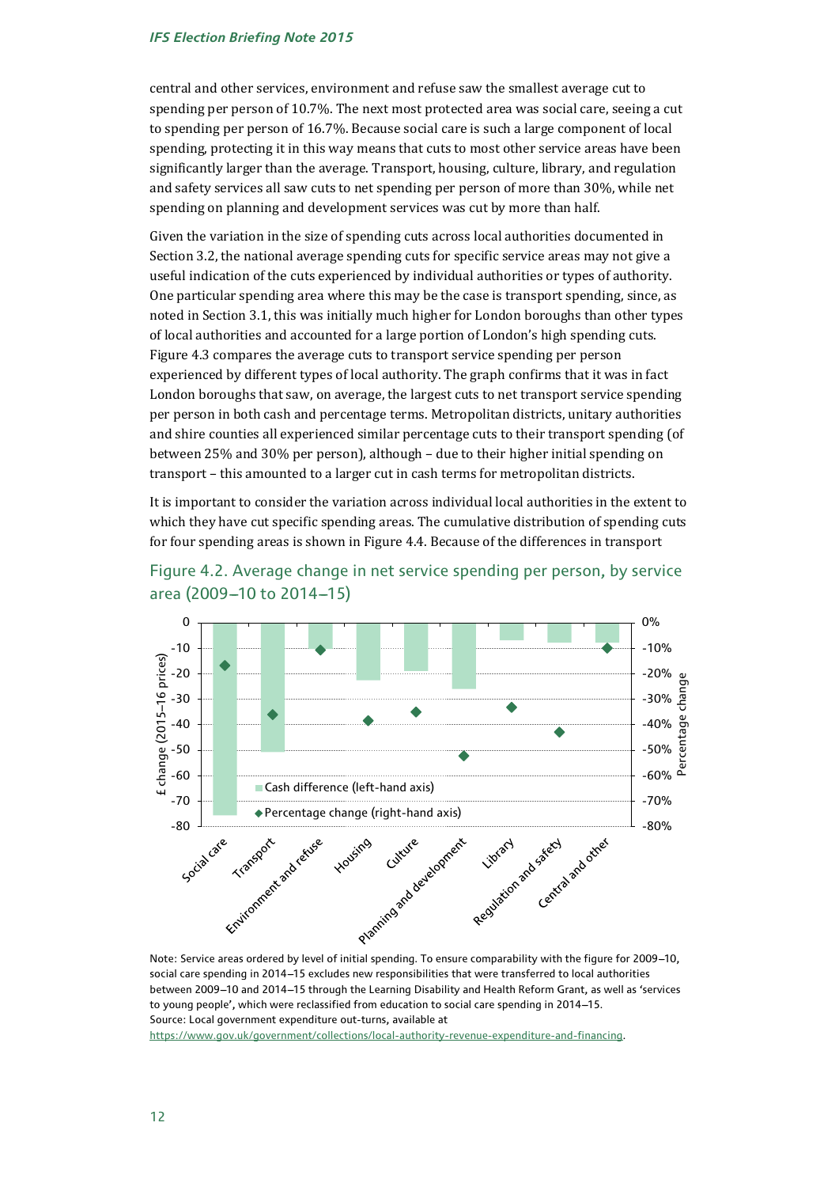central and other services, environment and refuse saw the smallest average cut to spending per person of 10.7%. The next most protected area was social care, seeing a cut to spending per person of 16.7%. Because social care is such a large component of local spending, protecting it in this way means that cuts to most other service areas have been significantly larger than the average. Transport, housing, culture, library, and regulation and safety services all saw cuts to net spending per person of more than 30%, while net spending on planning and development services was cut by more than half.

Given the variation in the size of spending cuts across local authorities documented in Section 3.2, the national average spending cuts for specific service areas may not give a useful indication of the cuts experienced by individual authorities or types of authority. One particular spending area where this may be the case is transport spending, since, as noted in Section 3.1, this was initially much higher for London boroughs than other types of local authorities and accounted for a large portion of London's high spending cuts. Figure 4.3 compares the average cuts to transport service spending per person experienced by different types of local authority. The graph confirms that it was in fact London boroughs that saw, on average, the largest cuts to net transport service spending per person in both cash and percentage terms. Metropolitan districts, unitary authorities and shire counties all experienced similar percentage cuts to their transport spending (of between 25% and 30% per person), although – due to their higher initial spending on transport – this amounted to a larger cut in cash terms for metropolitan districts.

It is important to consider the variation across individual local authorities in the extent to which they have cut specific spending areas. The cumulative distribution of spending cuts for four spending areas is shown in Figure 4.4. Because of the differences in transport

## Figure 4.2. Average change in net service spending per person, by service area (2009–10 to 2014–15)

Note: Service areas ordered by level of initial spending. To ensure comparability with the figure for 2009–10, social care spending in 2014–15 excludes new responsibilities that were transferred to local authorities between 2009–10 and 2014–15 through the Learning Disability and Health Reform Grant, as well as 'services to young people', which were reclassified from education to social care spending in 2014–15.

Source: Local government expenditure out-turns, available at https://www.gov.uk/government/collections/local-authority-revenue-expenditure-and-financing.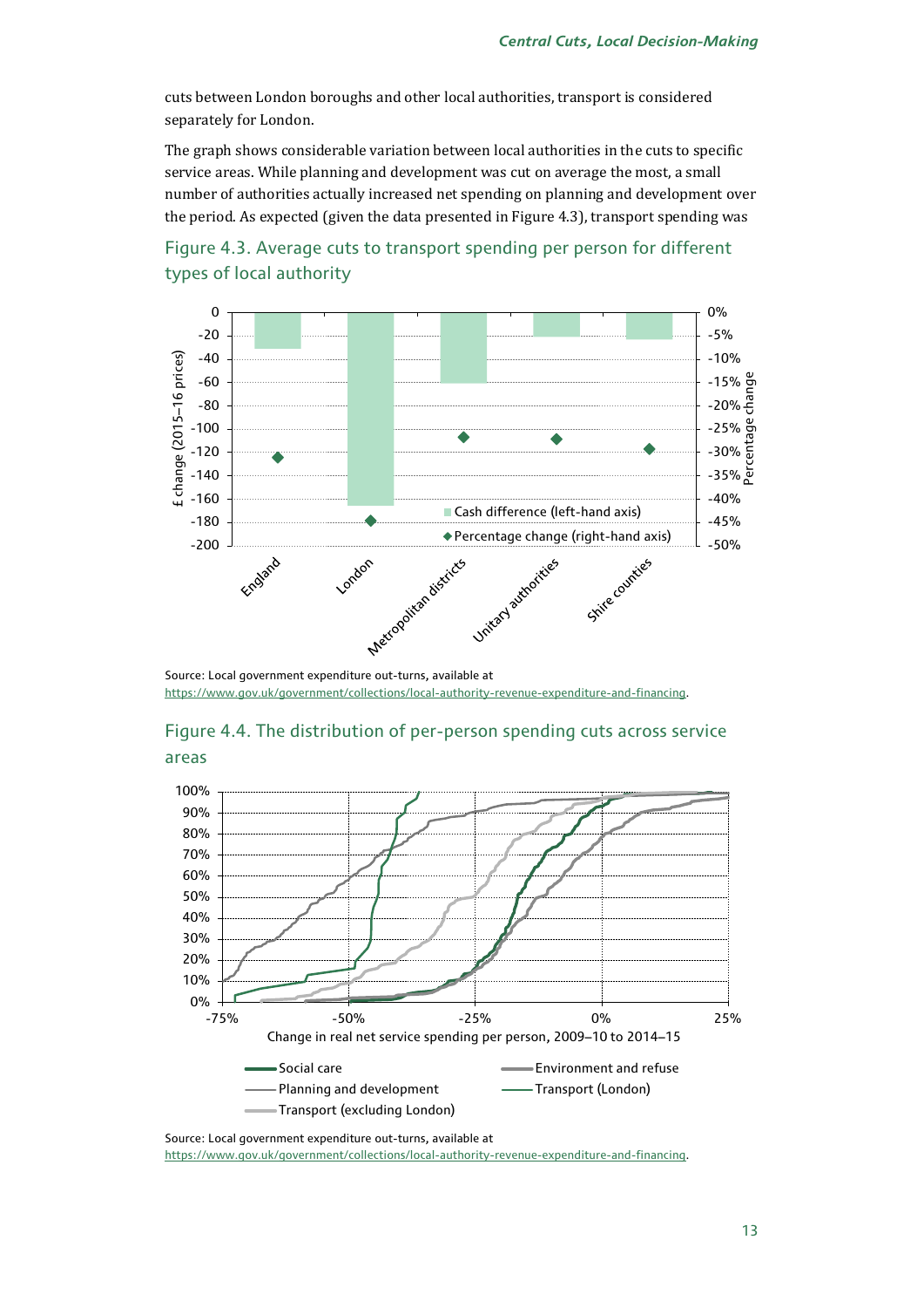cuts between London boroughs and other local authorities, transport is considered separately for London.

The graph shows considerable variation between local authorities in the cuts to specific service areas. While planning and development was cut on average the most, a small number of authorities actually increased net spending on planning and development over the period. As expected (given the data presented in Figure 4.3), transport spending was

## Figure 4.3. Average cuts to transport spending per person for different types of local authority

Source: Local government expenditure out-turns, available at https://www.gov.uk/government/collections/local-authority-revenue-expenditure-and-financing.

## Figure 4.4. The distribution of per-person spending cuts across service areas

Source: Local government expenditure out-turns, available at https://www.gov.uk/government/collections/local-authority-revenue-expenditure-and-financing.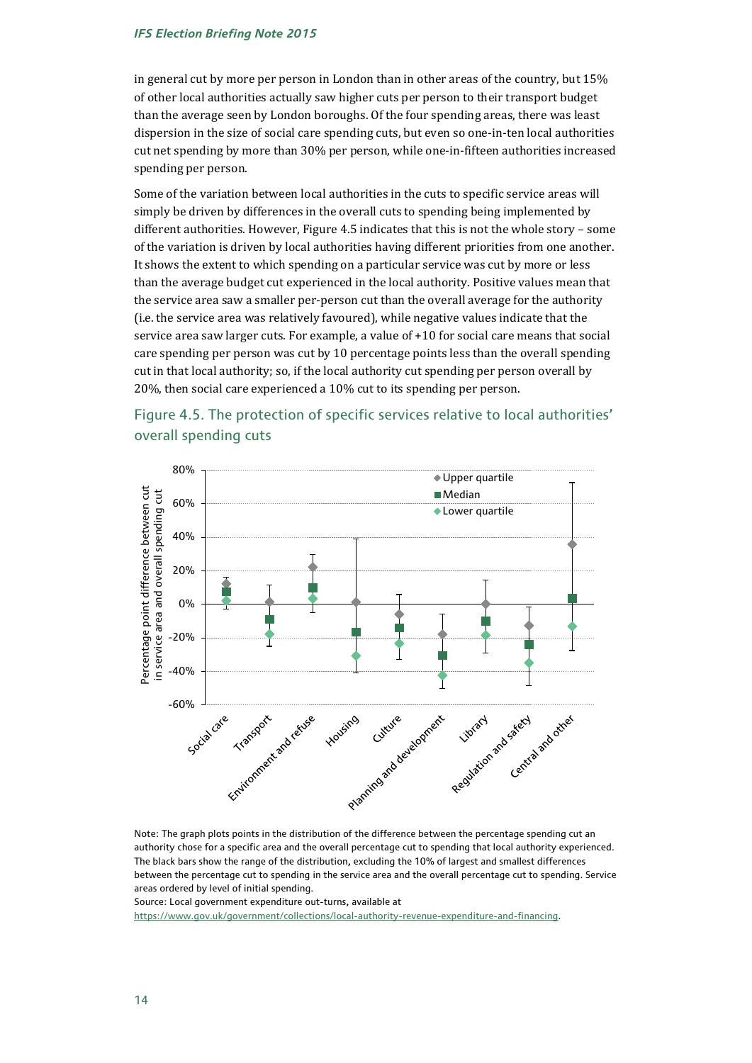in general cut by more per person in London than in other areas of the country, but 15% of other local authorities actually saw higher cuts per person to their transport budget than the average seen by London boroughs. Of the four spending areas, there was least dispersion in the size of social care spending cuts, but even so one-in-ten local authorities cut net spending by more than 30% per person, while one-in-fifteen authorities increased spending per person.

Some of the variation between local authorities in the cuts to specific service areas will simply be driven by differences in the overall cuts to spending being implemented by different authorities. However, Figure 4.5 indicates that this is not the whole story – some of the variation is driven by local authorities having different priorities from one another. It shows the extent to which spending on a particular service was cut by more or less than the average budget cut experienced in the local authority. Positive values mean that the service area saw a smaller per-person cut than the overall average for the authority (i.e. the service area was relatively favoured), while negative values indicate that the service area saw larger cuts. For example, a value of +10 for social care means that social care spending per person was cut by 10 percentage points less than the overall spending cut in that local authority; so, if the local authority cut spending per person overall by 20%, then social care experienced a 10% cut to its spending per person.

## Figure 4.5. The protection of specific services relative to local authorities' overall spending cuts

Note: The graph plots points in the distribution of the difference between the percentage spending cut an authority chose for a specific area and the overall percentage cut to spending that local authority experienced. The black bars show the range of the distribution, excluding the 10% of largest and smallest differences between the percentage cut to spending in the service area and the overall percentage cut to spending. Service areas ordered by level of initial spending.

Source: Local government expenditure out-turns, available at https://www.gov.uk/government/collections/local-authority-revenue-expenditure-and-financing.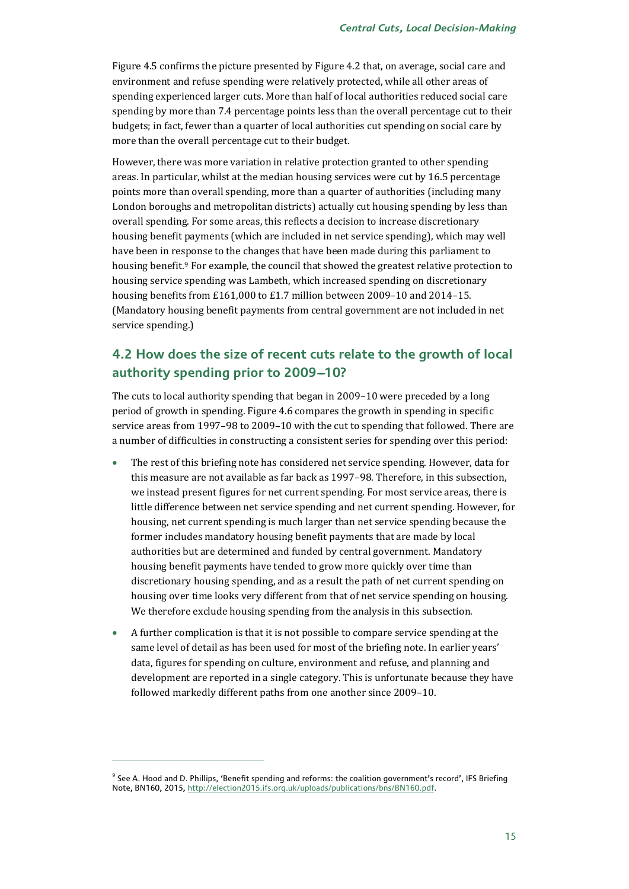Figure 4.5 confirms the picture presented by Figure 4.2 that, on average, social care and environment and refuse spending were relatively protected, while all other areas of spending experienced larger cuts. More than half of local authorities reduced social care spending by more than 7.4 percentage points less than the overall percentage cut to their budgets; in fact, fewer than a quarter of local authorities cut spending on social care by more than the overall percentage cut to their budget.

However, there was more variation in relative protection granted to other spending areas. In particular, whilst at the median housing services were cut by 16.5 percentage points more than overall spending, more than a quarter of authorities (including many London boroughs and metropolitan districts) actually cut housing spending by less than overall spending. For some areas, this reflects a decision to increase discretionary housing benefit payments (which are included in net service spending), which may well have been in response to the changes that have been made during this parliament to housing benefit.[9] For example, the council that showed the greatest relative protection to housing service spending was Lambeth, which increased spending on discretionary housing benefits from £161,000 to £1.7 million between 2009–10 and 2014–15. (Mandatory housing benefit payments from central government are not included in net service spending.)

## 4.2 How does the size of recent cuts relate to the growth of local authority spending prior to 2009–10?

The cuts to local authority spending that began in 2009–10 were preceded by a long period of growth in spending. Figure 4.6 compares the growth in spending in specific service areas from 1997–98 to 2009–10 with the cut to spending that followed. There are a number of difficulties in constructing a consistent series for spending over this period:

- The rest of this briefing note has considered net service spending. However, data for this measure are not available as far back as 1997–98. Therefore, in this subsection, we instead present figures for net current spending. For most service areas, there is little difference between net service spending and net current spending. However, for housing, net current spending is much larger than net service spending because the former includes mandatory housing benefit payments that are made by local authorities but are determined and funded by central government. Mandatory housing benefit payments have tended to grow more quickly over time than discretionary housing spending, and as a result the path of net current spending on housing over time looks very different from that of net service spending on housing. We therefore exclude housing spending from the analysis in this subsection.
- A further complication is that it is not possible to compare service spending at the same level of detail as has been used for most of the briefing note. In earlier years' data, figures for spending on culture, environment and refuse, and planning and development are reported in a single category. This is unfortunate because they have followed markedly different paths from one another since 2009–10.

---

[9] See A. Hood and D. Phillips, 'Benefit spending and reforms: the coalition government's record', IFS Briefing Note, BN160, 2015, http://election2015.ifs.org.uk/uploads/publications/bns/BN160.pdf.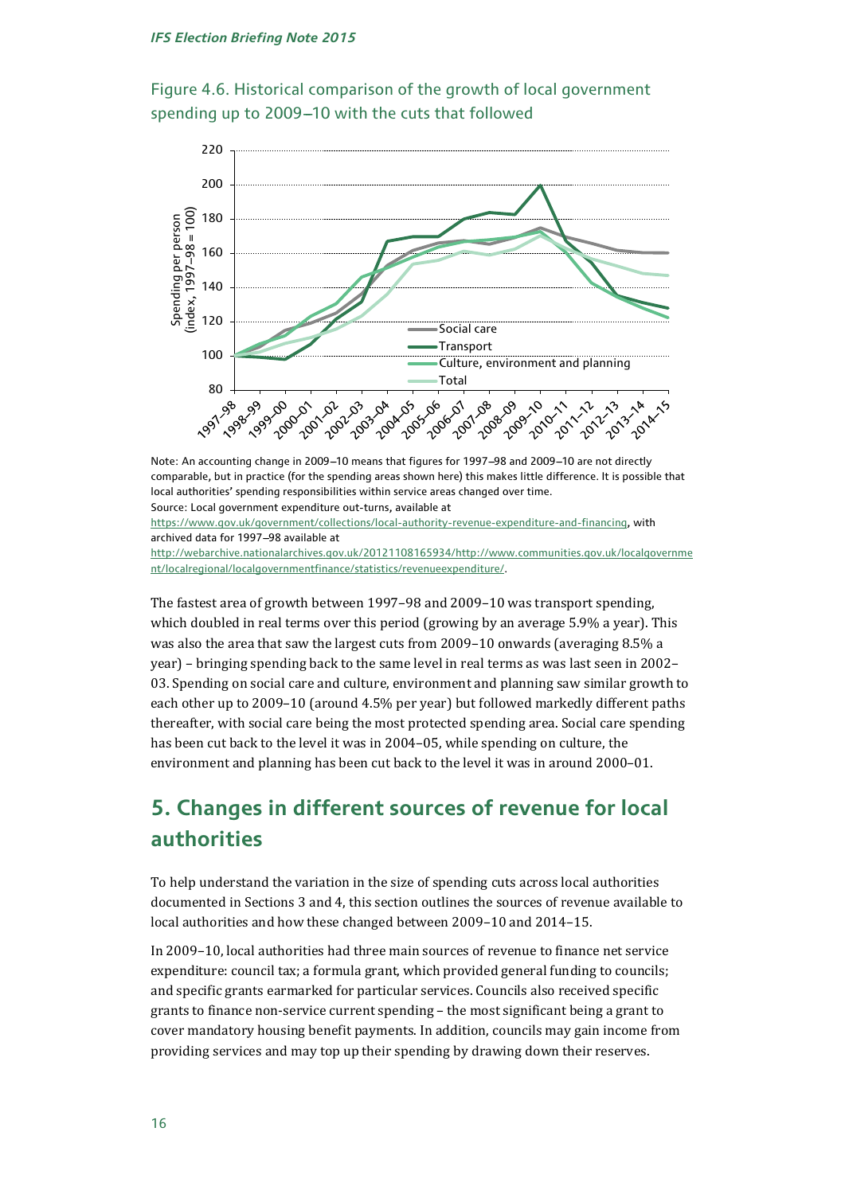Figure 4.6. Historical comparison of the growth of local government spending up to 2009–10 with the cuts that followed

Note: An accounting change in 2009–10 means that figures for 1997–98 and 2009–10 are not directly comparable, but in practice (for the spending areas shown here) this makes little difference. It is possible that local authorities' spending responsibilities within service areas changed over time.

Source: Local government expenditure out-turns, available at https://www.gov.uk/government/collections/local-authority-revenue-expenditure-and-financing, with archived data for 1997–98 available at http://webarchive.nationalarchives.gov.uk/20121108165934/http://www.communities.gov.uk/localgovernment/localregional/localgovernmentfinance/statistics/revenueexpenditure/.

The fastest area of growth between 1997–98 and 2009–10 was transport spending, which doubled in real terms over this period (growing by an average 5.9% a year). This was also the area that saw the largest cuts from 2009–10 onwards (averaging 8.5% a year) – bringing spending back to the same level in real terms as was last seen in 2002–03. Spending on social care and culture, environment and planning saw similar growth to each other up to 2009–10 (around 4.5% per year) but followed markedly different paths thereafter, with social care being the most protected spending area. Social care spending has been cut back to the level it was in 2004–05, while spending on culture, the environment and planning has been cut back to the level it was in around 2000–01.

## 5. Changes in different sources of revenue for local authorities

To help understand the variation in the size of spending cuts across local authorities documented in Sections 3 and 4, this section outlines the sources of revenue available to local authorities and how these changed between 2009–10 and 2014–15.

In 2009–10, local authorities had three main sources of revenue to finance net service expenditure: council tax; a formula grant, which provided general funding to councils; and specific grants earmarked for particular services. Councils also received specific grants to finance non-service current spending – the most significant being a grant to cover mandatory housing benefit payments. In addition, councils may gain income from providing services and may top up their spending by drawing down their reserves.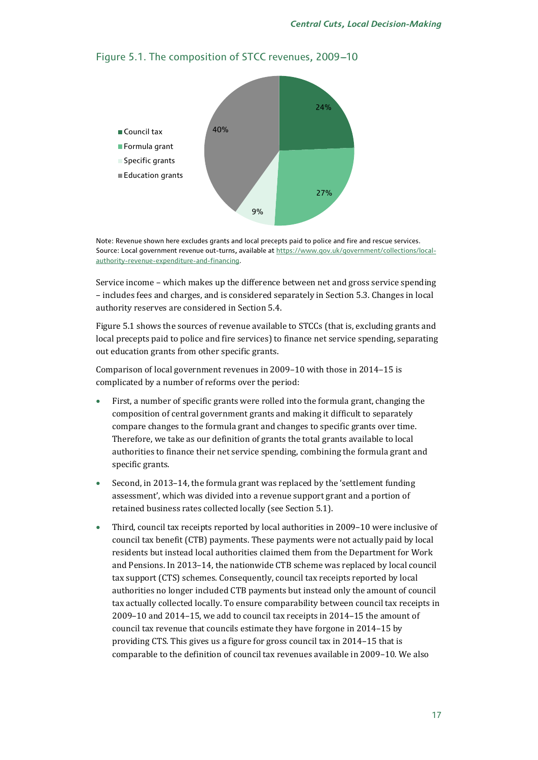## Figure 5.1. The composition of STCC revenues, 2009–10

- Council tax: 24%
- Formula grant: 27%
- Specific grants: 9%
- Education grants: 40%

Note: Revenue shown here excludes grants and local precepts paid to police and fire and rescue services.
Source: Local government revenue out-turns, available at https://www.gov.uk/government/collections/local-authority-revenue-expenditure-and-financing.

Service income – which makes up the difference between net and gross service spending – includes fees and charges, and is considered separately in Section 5.3. Changes in local authority reserves are considered in Section 5.4.

Figure 5.1 shows the sources of revenue available to STCCs (that is, excluding grants and local precepts paid to police and fire services) to finance net service spending, separating out education grants from other specific grants.

Comparison of local government revenues in 2009–10 with those in 2014–15 is complicated by a number of reforms over the period:

- First, a number of specific grants were rolled into the formula grant, changing the composition of central government grants and making it difficult to separately compare changes to the formula grant and changes to specific grants over time. Therefore, we take as our definition of grants the total grants available to local authorities to finance their net service spending, combining the formula grant and specific grants.
- Second, in 2013–14, the formula grant was replaced by the 'settlement funding assessment', which was divided into a revenue support grant and a portion of retained business rates collected locally (see Section 5.1).
- Third, council tax receipts reported by local authorities in 2009–10 were inclusive of council tax benefit (CTB) payments. These payments were not actually paid by local residents but instead local authorities claimed them from the Department for Work and Pensions. In 2013–14, the nationwide CTB scheme was replaced by local council tax support (CTS) schemes. Consequently, council tax receipts reported by local authorities no longer included CTB payments but instead only the amount of council tax actually collected locally. To ensure comparability between council tax receipts in 2009–10 and 2014–15, we add to council tax receipts in 2014–15 the amount of council tax revenue that councils estimate they have forgone in 2014–15 by providing CTS. This gives us a figure for gross council tax in 2014–15 that is comparable to the definition of council tax revenues available in 2009–10. We also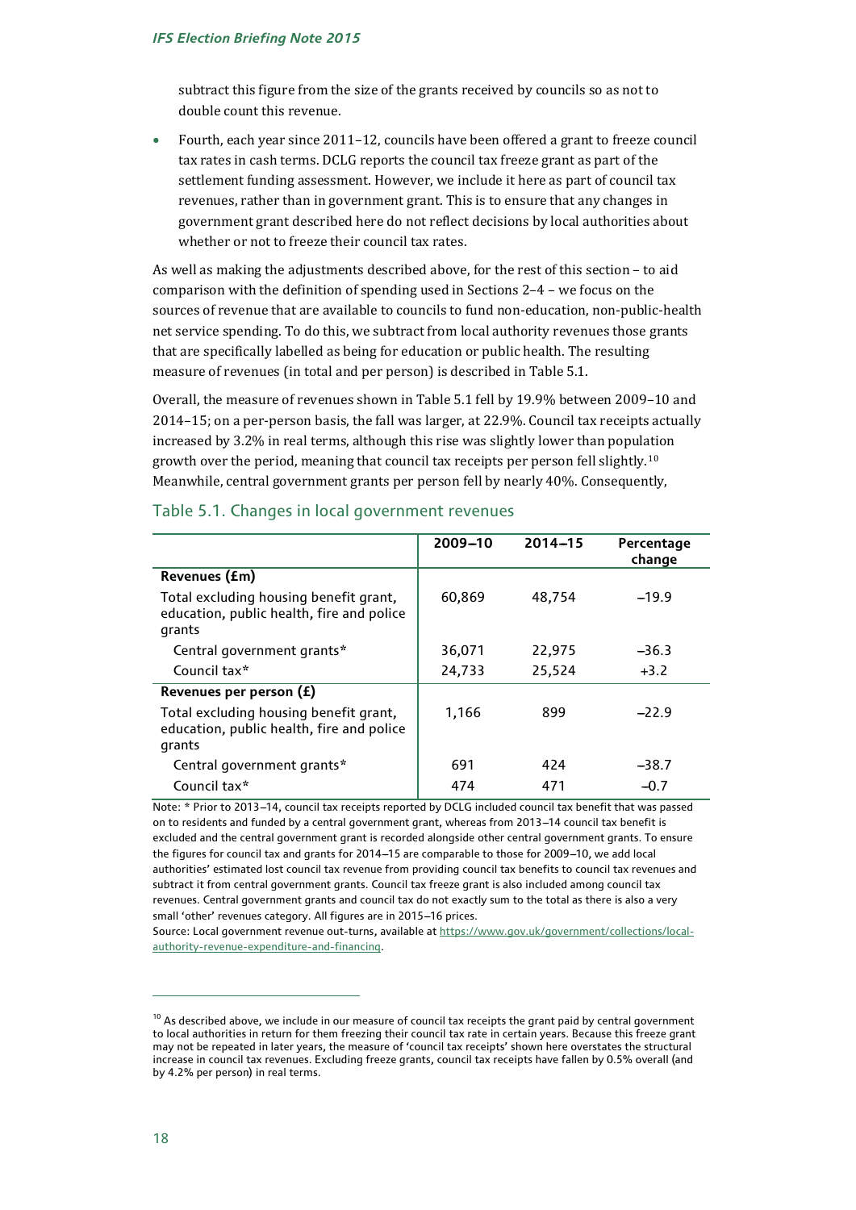subtract this figure from the size of the grants received by councils so as not to double count this revenue.

- Fourth, each year since 2011–12, councils have been offered a grant to freeze council tax rates in cash terms. DCLG reports the council tax freeze grant as part of the settlement funding assessment. However, we include it here as part of council tax revenues, rather than in government grant. This is to ensure that any changes in government grant described here do not reflect decisions by local authorities about whether or not to freeze their council tax rates.

As well as making the adjustments described above, for the rest of this section – to aid comparison with the definition of spending used in Sections 2–4 – we focus on the sources of revenue that are available to councils to fund non-education, non-public-health net service spending. To do this, we subtract from local authority revenues those grants that are specifically labelled as being for education or public health. The resulting measure of revenues (in total and per person) is described in Table 5.1.

Overall, the measure of revenues shown in Table 5.1 fell by 19.9% between 2009–10 and 2014–15; on a per-person basis, the fall was larger, at 22.9%. Council tax receipts actually increased by 3.2% in real terms, although this rise was slightly lower than population growth over the period, meaning that council tax receipts per person fell slightly.[10] Meanwhile, central government grants per person fell by nearly 40%. Consequently,

## Table 5.1. Changes in local government revenues

| | 2009–10 | 2014–15 | Percentage change |
|---|---|---|---|
| **Revenues (£m)** | | | |
| Total excluding housing benefit grant, education, public health, fire and police grants | 60,869 | 48,754 | –19.9 |
| Central government grants* | 36,071 | 22,975 | –36.3 |
| Council tax* | 24,733 | 25,524 | +3.2 |
| **Revenues per person (£)** | | | |
| Total excluding housing benefit grant, education, public health, fire and police grants | 1,166 | 899 | –22.9 |
| Central government grants* | 691 | 424 | –38.7 |
| Council tax* | 474 | 471 | –0.7 |

Note: * Prior to 2013–14, council tax receipts reported by DCLG included council tax benefit that was passed on to residents and funded by a central government grant, whereas from 2013–14 council tax benefit is excluded and the central government grant is recorded alongside other central government grants. To ensure the figures for council tax and grants for 2014–15 are comparable to those for 2009–10, we add local authorities' estimated lost council tax revenue from providing council tax benefits to council tax revenues and subtract it from central government grants. Council tax freeze grant is also included among council tax revenues. Central government grants and council tax do not exactly sum to the total as there is also a very small 'other' revenues category. All figures are in 2015–16 prices.

Source: Local government revenue out-turns, available at https://www.gov.uk/government/collections/local-authority-revenue-expenditure-and-financing.

[10] As described above, we include in our measure of council tax receipts the grant paid by central government to local authorities in return for them freezing their council tax rate in certain years. Because this freeze grant may not be repeated in later years, the measure of 'council tax receipts' shown here overstates the structural increase in council tax revenues. Excluding freeze grants, council tax receipts have fallen by 0.5% overall (and by 4.2% per person) in real terms.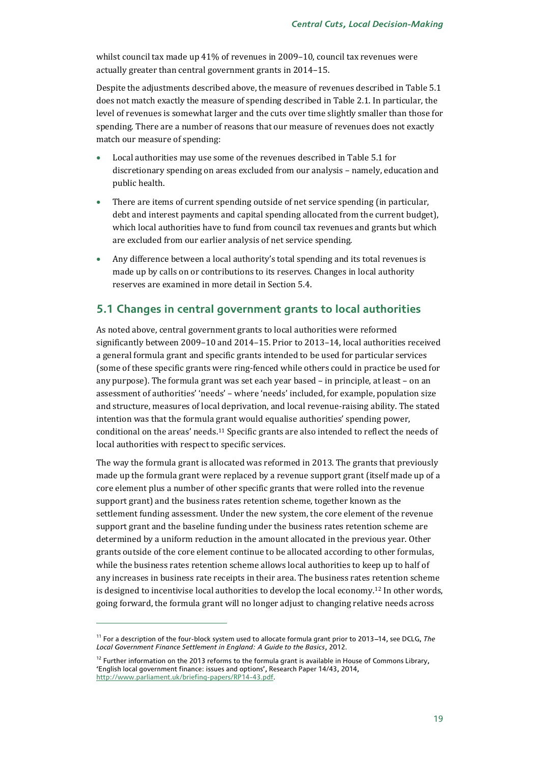whilst council tax made up 41% of revenues in 2009–10, council tax revenues were actually greater than central government grants in 2014–15.

Despite the adjustments described above, the measure of revenues described in Table 5.1 does not match exactly the measure of spending described in Table 2.1. In particular, the level of revenues is somewhat larger and the cuts over time slightly smaller than those for spending. There are a number of reasons that our measure of revenues does not exactly match our measure of spending:

- Local authorities may use some of the revenues described in Table 5.1 for discretionary spending on areas excluded from our analysis – namely, education and public health.
- There are items of current spending outside of net service spending (in particular, debt and interest payments and capital spending allocated from the current budget), which local authorities have to fund from council tax revenues and grants but which are excluded from our earlier analysis of net service spending.
- Any difference between a local authority's total spending and its total revenues is made up by calls on or contributions to its reserves. Changes in local authority reserves are examined in more detail in Section 5.4.

## 5.1 Changes in central government grants to local authorities

As noted above, central government grants to local authorities were reformed significantly between 2009–10 and 2014–15. Prior to 2013–14, local authorities received a general formula grant and specific grants intended to be used for particular services (some of these specific grants were ring-fenced while others could in practice be used for any purpose). The formula grant was set each year based – in principle, at least – on an assessment of authorities' 'needs' – where 'needs' included, for example, population size and structure, measures of local deprivation, and local revenue-raising ability. The stated intention was that the formula grant would equalise authorities' spending power, conditional on the areas' needs.[11] Specific grants are also intended to reflect the needs of local authorities with respect to specific services.

The way the formula grant is allocated was reformed in 2013. The grants that previously made up the formula grant were replaced by a revenue support grant (itself made up of a core element plus a number of other specific grants that were rolled into the revenue support grant) and the business rates retention scheme, together known as the settlement funding assessment. Under the new system, the core element of the revenue support grant and the baseline funding under the business rates retention scheme are determined by a uniform reduction in the amount allocated in the previous year. Other grants outside of the core element continue to be allocated according to other formulas, while the business rates retention scheme allows local authorities to keep up to half of any increases in business rate receipts in their area. The business rates retention scheme is designed to incentivise local authorities to develop the local economy.[12] In other words, going forward, the formula grant will no longer adjust to changing relative needs across

---

[11] For a description of the four-block system used to allocate formula grant prior to 2013–14, see DCLG, *The Local Government Finance Settlement in England: A Guide to the Basics*, 2012.

[12] Further information on the 2013 reforms to the formula grant is available in House of Commons Library, 'English local government finance: issues and options', Research Paper 14/43, 2014, http://www.parliament.uk/briefing-papers/RP14-43.pdf.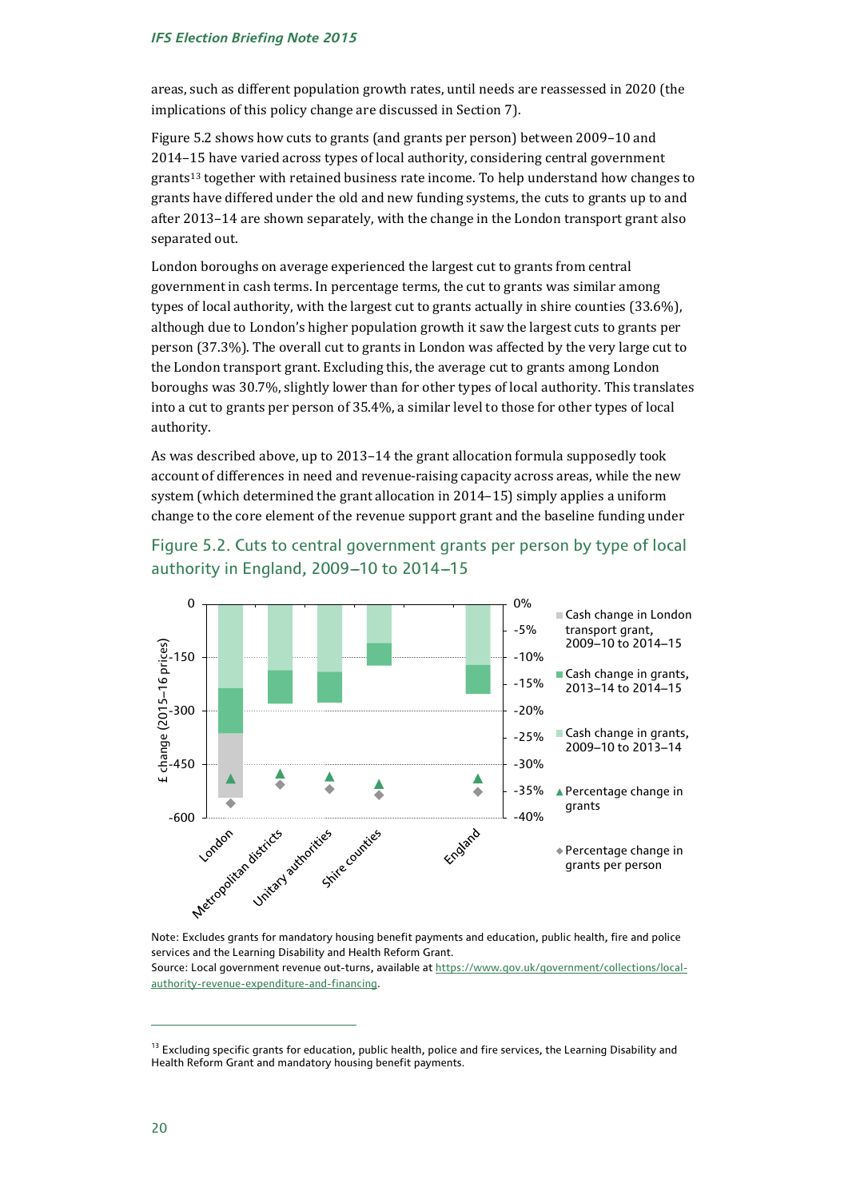areas, such as different population growth rates, until needs are reassessed in 2020 (the implications of this policy change are discussed in Section 7).

Figure 5.2 shows how cuts to grants (and grants per person) between 2009–10 and 2014–15 have varied across types of local authority, considering central government grants[13] together with retained business rate income. To help understand how changes to grants have differed under the old and new funding systems, the cuts to grants up to and after 2013–14 are shown separately, with the change in the London transport grant also separated out.

London boroughs on average experienced the largest cut to grants from central government in cash terms. In percentage terms, the cut to grants was similar among types of local authority, with the largest cut to grants actually in shire counties (33.6%), although due to London's higher population growth it saw the largest cuts to grants per person (37.3%). The overall cut to grants in London was affected by the very large cut to the London transport grant. Excluding this, the average cut to grants among London boroughs was 30.7%, slightly lower than for other types of local authority. This translates into a cut to grants per person of 35.4%, a similar level to those for other types of local authority.

As was described above, up to 2013–14 the grant allocation formula supposedly took account of differences in need and revenue-raising capacity across areas, while the new system (which determined the grant allocation in 2014–15) simply applies a uniform change to the core element of the revenue support grant and the baseline funding under

## Figure 5.2. Cuts to central government grants per person by type of local authority in England, 2009–10 to 2014–15

Note: Excludes grants for mandatory housing benefit payments and education, public health, fire and police services and the Learning Disability and Health Reform Grant.

Source: Local government revenue out-turns, available at https://www.gov.uk/government/collections/local-authority-revenue-expenditure-and-financing.

[13] Excluding specific grants for education, public health, police and fire services, the Learning Disability and Health Reform Grant and mandatory housing benefit payments.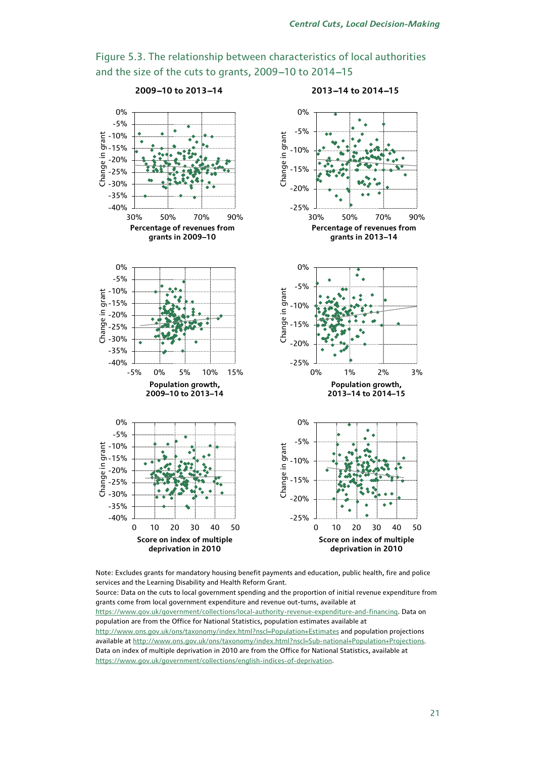Figure 5.3. The relationship between characteristics of local authorities and the size of the cuts to grants, 2009–10 to 2014–15

Note: Excludes grants for mandatory housing benefit payments and education, public health, fire and police services and the Learning Disability and Health Reform Grant.

Source: Data on the cuts to local government spending and the proportion of initial revenue expenditure from grants come from local government expenditure and revenue out-turns, available at https://www.gov.uk/government/collections/local-authority-revenue-expenditure-and-financing. Data on population are from the Office for National Statistics, population estimates available at http://www.ons.gov.uk/ons/taxonomy/index.html?nscl=Population+Estimates and population projections available at http://www.ons.gov.uk/ons/taxonomy/index.html?nscl=Sub-national+Population+Projections. Data on index of multiple deprivation in 2010 are from the Office for National Statistics, available at https://www.gov.uk/government/collections/english-indices-of-deprivation.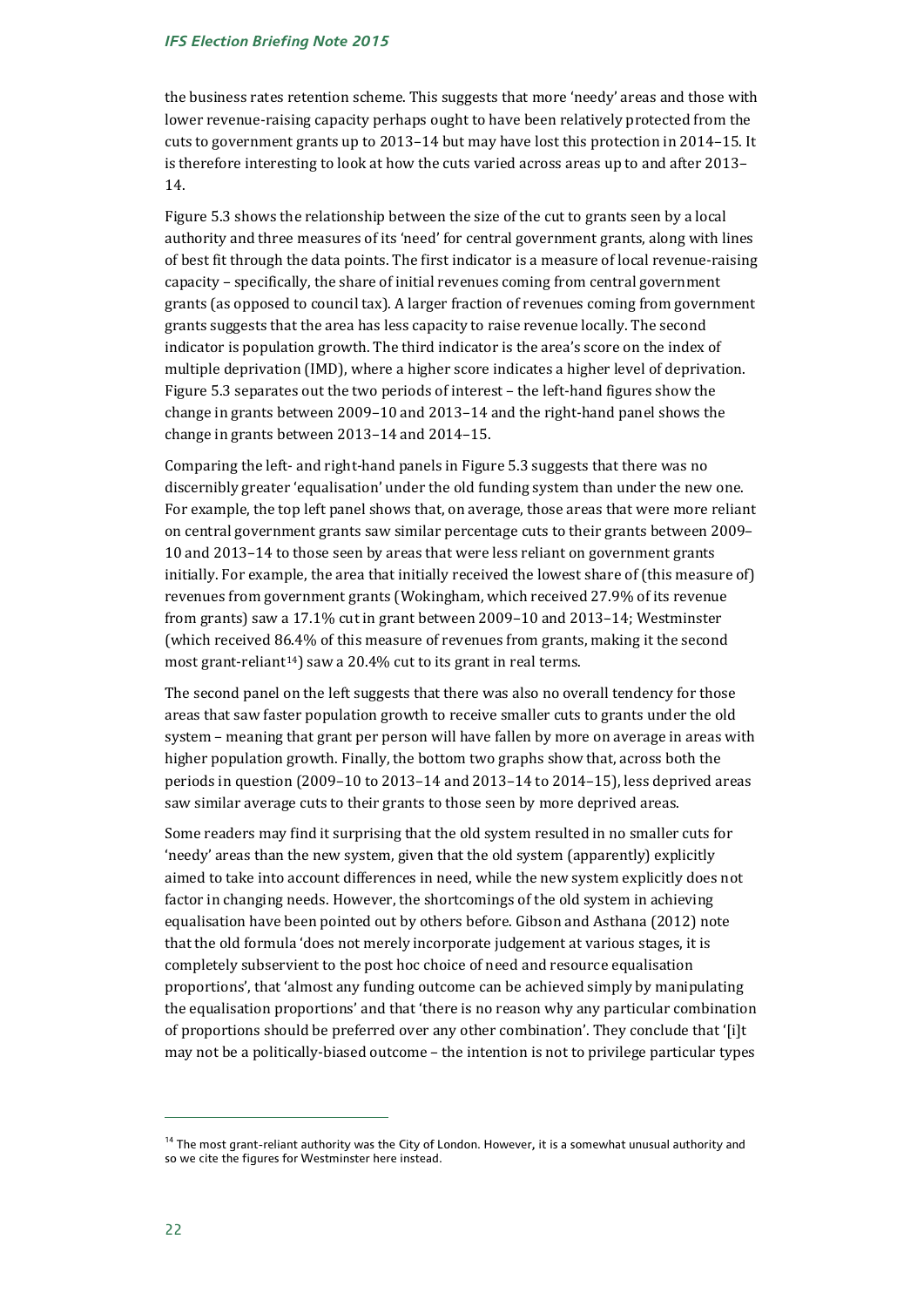the business rates retention scheme. This suggests that more 'needy' areas and those with lower revenue-raising capacity perhaps ought to have been relatively protected from the cuts to government grants up to 2013–14 but may have lost this protection in 2014–15. It is therefore interesting to look at how the cuts varied across areas up to and after 2013–14.

Figure 5.3 shows the relationship between the size of the cut to grants seen by a local authority and three measures of its 'need' for central government grants, along with lines of best fit through the data points. The first indicator is a measure of local revenue-raising capacity – specifically, the share of initial revenues coming from central government grants (as opposed to council tax). A larger fraction of revenues coming from government grants suggests that the area has less capacity to raise revenue locally. The second indicator is population growth. The third indicator is the area's score on the index of multiple deprivation (IMD), where a higher score indicates a higher level of deprivation. Figure 5.3 separates out the two periods of interest – the left-hand figures show the change in grants between 2009–10 and 2013–14 and the right-hand panel shows the change in grants between 2013–14 and 2014–15.

Comparing the left- and right-hand panels in Figure 5.3 suggests that there was no discernibly greater 'equalisation' under the old funding system than under the new one. For example, the top left panel shows that, on average, those areas that were more reliant on central government grants saw similar percentage cuts to their grants between 2009–10 and 2013–14 to those seen by areas that were less reliant on government grants initially. For example, the area that initially received the lowest share of (this measure of) revenues from government grants (Wokingham, which received 27.9% of its revenue from grants) saw a 17.1% cut in grant between 2009–10 and 2013–14; Westminster (which received 86.4% of this measure of revenues from grants, making it the second most grant-reliant[14]) saw a 20.4% cut to its grant in real terms.

The second panel on the left suggests that there was also no overall tendency for those areas that saw faster population growth to receive smaller cuts to grants under the old system – meaning that grant per person will have fallen by more on average in areas with higher population growth. Finally, the bottom two graphs show that, across both the periods in question (2009–10 to 2013–14 and 2013–14 to 2014–15), less deprived areas saw similar average cuts to their grants to those seen by more deprived areas.

Some readers may find it surprising that the old system resulted in no smaller cuts for 'needy' areas than the new system, given that the old system (apparently) explicitly aimed to take into account differences in need, while the new system explicitly does not factor in changing needs. However, the shortcomings of the old system in achieving equalisation have been pointed out by others before. Gibson and Asthana (2012) note that the old formula 'does not merely incorporate judgement at various stages, it is completely subservient to the post hoc choice of need and resource equalisation proportions', that 'almost any funding outcome can be achieved simply by manipulating the equalisation proportions' and that 'there is no reason why any particular combination of proportions should be preferred over any other combination'. They conclude that '[i]t may not be a politically-biased outcome – the intention is not to privilege particular types

[14] The most grant-reliant authority was the City of London. However, it is a somewhat unusual authority and so we cite the figures for Westminster here instead.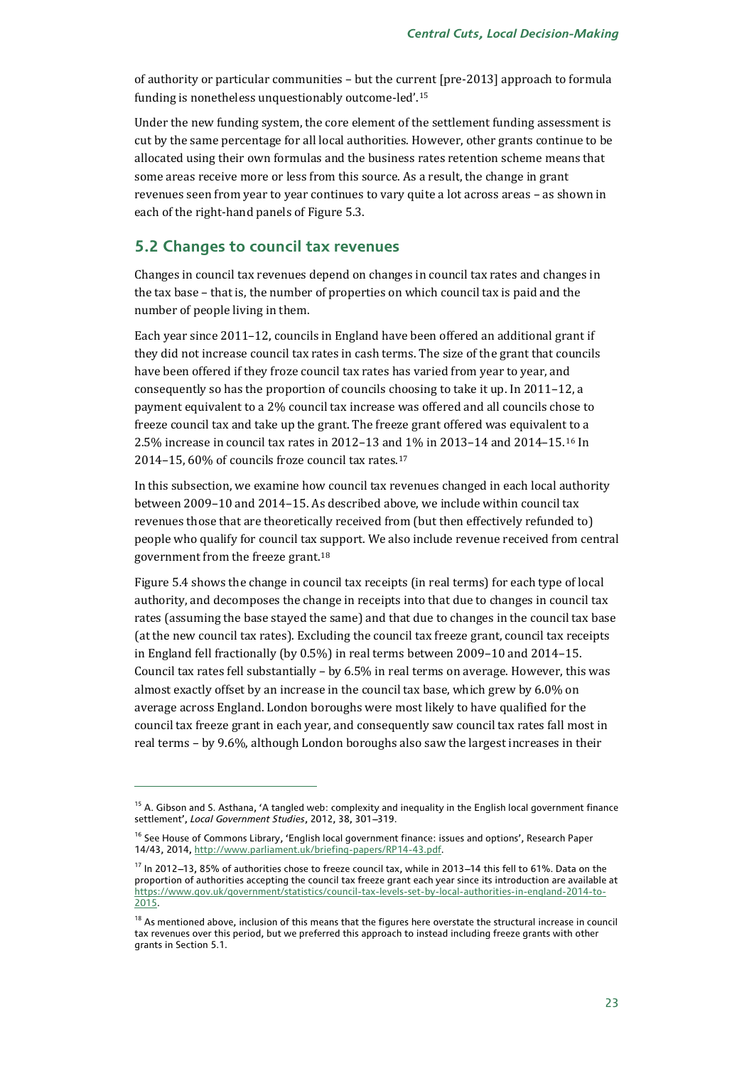of authority or particular communities – but the current [pre-2013] approach to formula funding is nonetheless unquestionably outcome-led'.[15]

Under the new funding system, the core element of the settlement funding assessment is cut by the same percentage for all local authorities. However, other grants continue to be allocated using their own formulas and the business rates retention scheme means that some areas receive more or less from this source. As a result, the change in grant revenues seen from year to year continues to vary quite a lot across areas – as shown in each of the right-hand panels of Figure 5.3.

## 5.2 Changes to council tax revenues

Changes in council tax revenues depend on changes in council tax rates and changes in the tax base – that is, the number of properties on which council tax is paid and the number of people living in them.

Each year since 2011–12, councils in England have been offered an additional grant if they did not increase council tax rates in cash terms. The size of the grant that councils have been offered if they froze council tax rates has varied from year to year, and consequently so has the proportion of councils choosing to take it up. In 2011–12, a payment equivalent to a 2% council tax increase was offered and all councils chose to freeze council tax and take up the grant. The freeze grant offered was equivalent to a 2.5% increase in council tax rates in 2012–13 and 1% in 2013–14 and 2014–15.[16] In 2014–15, 60% of councils froze council tax rates.[17]

In this subsection, we examine how council tax revenues changed in each local authority between 2009–10 and 2014–15. As described above, we include within council tax revenues those that are theoretically received from (but then effectively refunded to) people who qualify for council tax support. We also include revenue received from central government from the freeze grant.[18]

Figure 5.4 shows the change in council tax receipts (in real terms) for each type of local authority, and decomposes the change in receipts into that due to changes in council tax rates (assuming the base stayed the same) and that due to changes in the council tax base (at the new council tax rates). Excluding the council tax freeze grant, council tax receipts in England fell fractionally (by 0.5%) in real terms between 2009–10 and 2014–15. Council tax rates fell substantially – by 6.5% in real terms on average. However, this was almost exactly offset by an increase in the council tax base, which grew by 6.0% on average across England. London boroughs were most likely to have qualified for the council tax freeze grant in each year, and consequently saw council tax rates fall most in real terms – by 9.6%, although London boroughs also saw the largest increases in their

---

[15] A. Gibson and S. Asthana, 'A tangled web: complexity and inequality in the English local government finance settlement', *Local Government Studies*, 2012, 38, 301–319.

[16] See House of Commons Library, 'English local government finance: issues and options', Research Paper 14/43, 2014, http://www.parliament.uk/briefing-papers/RP14-43.pdf.

[17] In 2012–13, 85% of authorities chose to freeze council tax, while in 2013–14 this fell to 61%. Data on the proportion of authorities accepting the council tax freeze grant each year since its introduction are available at https://www.gov.uk/government/statistics/council-tax-levels-set-by-local-authorities-in-england-2014-to-2015.

[18] As mentioned above, inclusion of this means that the figures here overstate the structural increase in council tax revenues over this period, but we preferred this approach to instead including freeze grants with other grants in Section 5.1.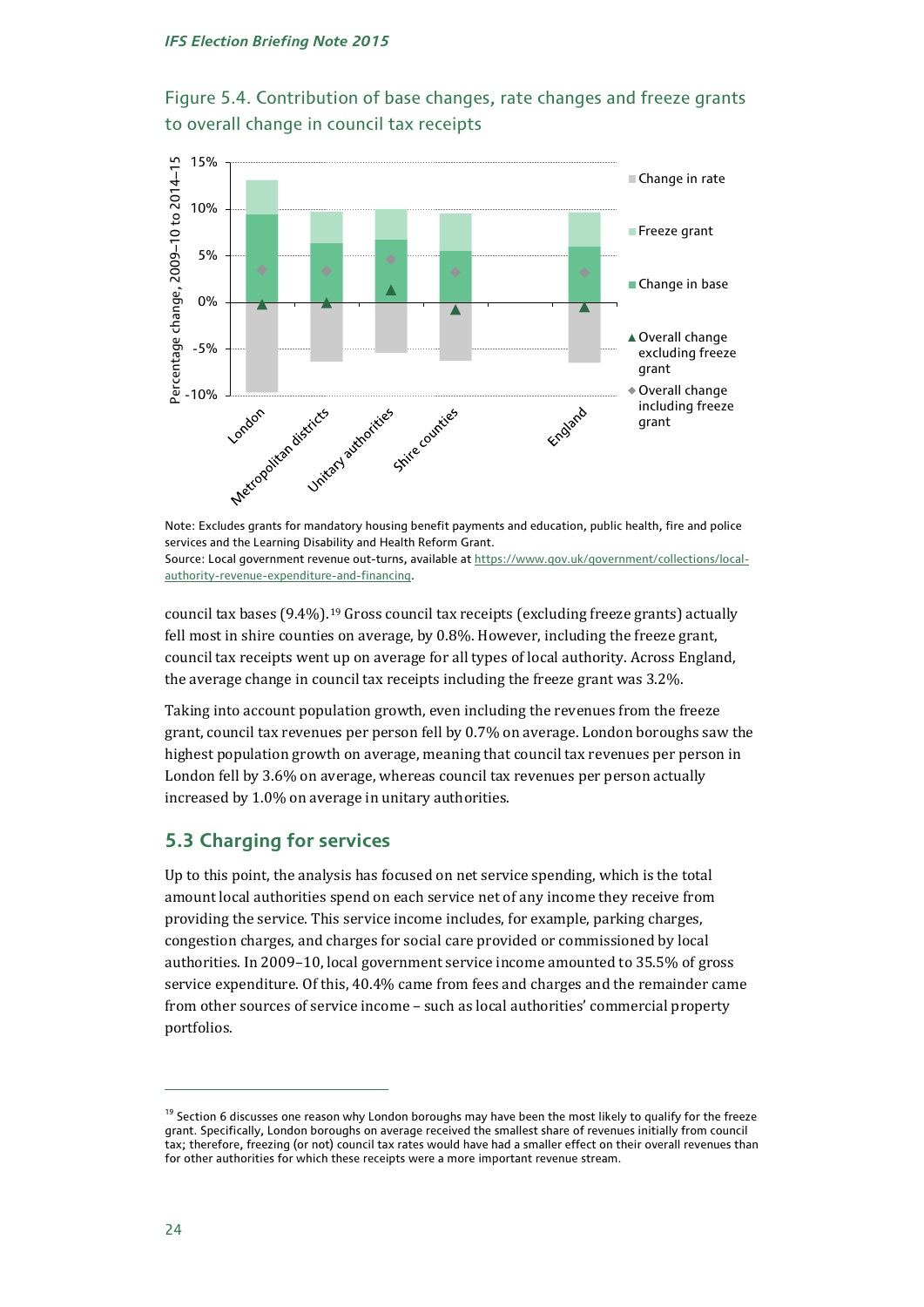Figure 5.4. Contribution of base changes, rate changes and freeze grants to overall change in council tax receipts

Note: Excludes grants for mandatory housing benefit payments and education, public health, fire and police services and the Learning Disability and Health Reform Grant.
Source: Local government revenue out-turns, available at https://www.gov.uk/government/collections/local-authority-revenue-expenditure-and-financing.

council tax bases (9.4%).[19] Gross council tax receipts (excluding freeze grants) actually fell most in shire counties on average, by 0.8%. However, including the freeze grant, council tax receipts went up on average for all types of local authority. Across England, the average change in council tax receipts including the freeze grant was 3.2%.

Taking into account population growth, even including the revenues from the freeze grant, council tax revenues per person fell by 0.7% on average. London boroughs saw the highest population growth on average, meaning that council tax revenues per person in London fell by 3.6% on average, whereas council tax revenues per person actually increased by 1.0% on average in unitary authorities.

## 5.3 Charging for services

Up to this point, the analysis has focused on net service spending, which is the total amount local authorities spend on each service net of any income they receive from providing the service. This service income includes, for example, parking charges, congestion charges, and charges for social care provided or commissioned by local authorities. In 2009–10, local government service income amounted to 35.5% of gross service expenditure. Of this, 40.4% came from fees and charges and the remainder came from other sources of service income – such as local authorities' commercial property portfolios.

[19] Section 6 discusses one reason why London boroughs may have been the most likely to qualify for the freeze grant. Specifically, London boroughs on average received the smallest share of revenues initially from council tax; therefore, freezing (or not) council tax rates would have had a smaller effect on their overall revenues than for other authorities for which these receipts were a more important revenue stream.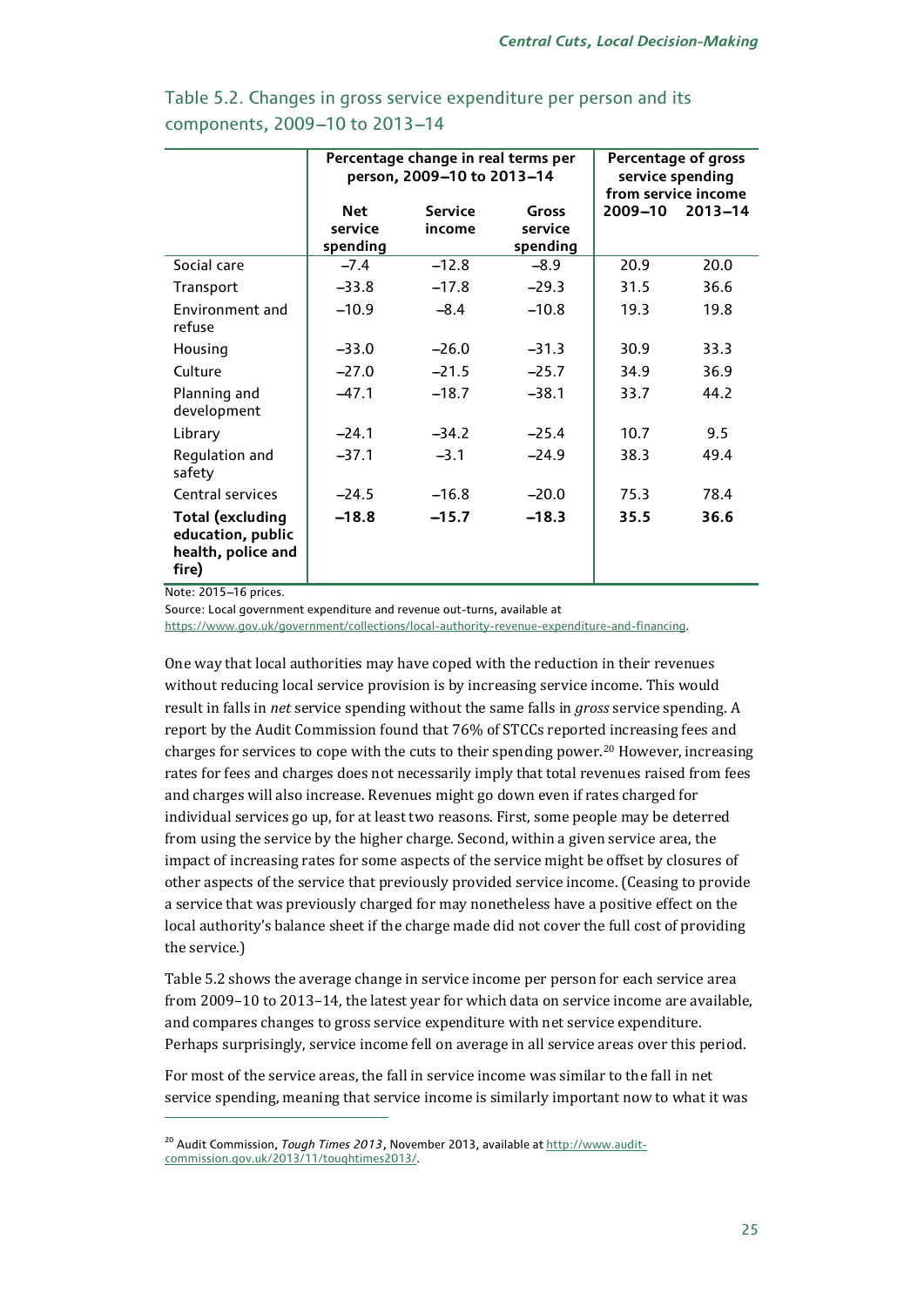Table 5.2. Changes in gross service expenditure per person and its components, 2009–10 to 2013–14

| | Percentage change in real terms per person, 2009–10 to 2013–14 | | | Percentage of gross service spending from service income | |
|---|---|---|---|---|---|
| | Net service spending | Service income | Gross service spending | 2009–10 | 2013–14 |
| Social care | –7.4 | –12.8 | –8.9 | 20.9 | 20.0 |
| Transport | –33.8 | –17.8 | –29.3 | 31.5 | 36.6 |
| Environment and refuse | –10.9 | –8.4 | –10.8 | 19.3 | 19.8 |
| Housing | –33.0 | –26.0 | –31.3 | 30.9 | 33.3 |
| Culture | –27.0 | –21.5 | –25.7 | 34.9 | 36.9 |
| Planning and development | –47.1 | –18.7 | –38.1 | 33.7 | 44.2 |
| Library | –24.1 | –34.2 | –25.4 | 10.7 | 9.5 |
| Regulation and safety | –37.1 | –3.1 | –24.9 | 38.3 | 49.4 |
| Central services | –24.5 | –16.8 | –20.0 | 75.3 | 78.4 |
| **Total (excluding education, public health, police and fire)** | **–18.8** | **–15.7** | **–18.3** | **35.5** | **36.6** |

Note: 2015–16 prices.
Source: Local government expenditure and revenue out-turns, available at https://www.gov.uk/government/collections/local-authority-revenue-expenditure-and-financing.

One way that local authorities may have coped with the reduction in their revenues without reducing local service provision is by increasing service income. This would result in falls in *net* service spending without the same falls in *gross* service spending. A report by the Audit Commission found that 76% of STCCs reported increasing fees and charges for services to cope with the cuts to their spending power.[20] However, increasing rates for fees and charges does not necessarily imply that total revenues raised from fees and charges will also increase. Revenues might go down even if rates charged for individual services go up, for at least two reasons. First, some people may be deterred from using the service by the higher charge. Second, within a given service area, the impact of increasing rates for some aspects of the service might be offset by closures of other aspects of the service that previously provided service income. (Ceasing to provide a service that was previously charged for may nonetheless have a positive effect on the local authority's balance sheet if the charge made did not cover the full cost of providing the service.)

Table 5.2 shows the average change in service income per person for each service area from 2009–10 to 2013–14, the latest year for which data on service income are available, and compares changes to gross service expenditure with net service expenditure. Perhaps surprisingly, service income fell on average in all service areas over this period.

For most of the service areas, the fall in service income was similar to the fall in net service spending, meaning that service income is similarly important now to what it was

[20] Audit Commission, *Tough Times 2013*, November 2013, available at http://www.audit-commission.gov.uk/2013/11/toughtimes2013/.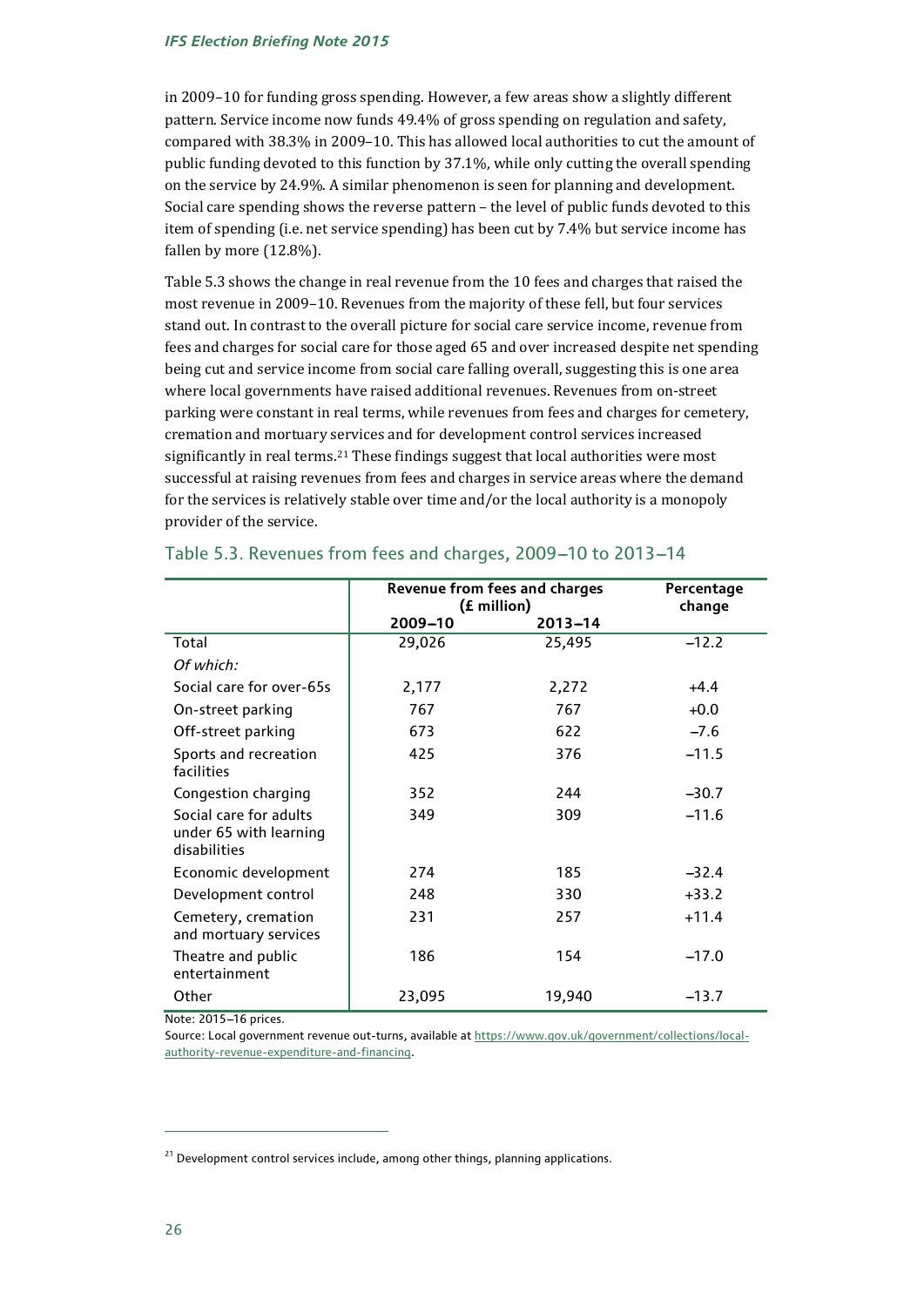in 2009–10 for funding gross spending. However, a few areas show a slightly different pattern. Service income now funds 49.4% of gross spending on regulation and safety, compared with 38.3% in 2009–10. This has allowed local authorities to cut the amount of public funding devoted to this function by 37.1%, while only cutting the overall spending on the service by 24.9%. A similar phenomenon is seen for planning and development. Social care spending shows the reverse pattern – the level of public funds devoted to this item of spending (i.e. net service spending) has been cut by 7.4% but service income has fallen by more (12.8%).

Table 5.3 shows the change in real revenue from the 10 fees and charges that raised the most revenue in 2009–10. Revenues from the majority of these fell, but four services stand out. In contrast to the overall picture for social care service income, revenue from fees and charges for social care for those aged 65 and over increased despite net spending being cut and service income from social care falling overall, suggesting this is one area where local governments have raised additional revenues. Revenues from on-street parking were constant in real terms, while revenues from fees and charges for cemetery, cremation and mortuary services and for development control services increased significantly in real terms.[21] These findings suggest that local authorities were most successful at raising revenues from fees and charges in service areas where the demand for the services is relatively stable over time and/or the local authority is a monopoly provider of the service.

## Table 5.3. Revenues from fees and charges, 2009–10 to 2013–14

| | Revenue from fees and charges (£ million) | | Percentage change |
|---|---|---|---|
| | 2009–10 | 2013–14 | |
| Total | 29,026 | 25,495 | –12.2 |
| *Of which:* | | | |
| Social care for over-65s | 2,177 | 2,272 | +4.4 |
| On-street parking | 767 | 767 | +0.0 |
| Off-street parking | 673 | 622 | –7.6 |
| Sports and recreation facilities | 425 | 376 | –11.5 |
| Congestion charging | 352 | 244 | –30.7 |
| Social care for adults under 65 with learning disabilities | 349 | 309 | –11.6 |
| Economic development | 274 | 185 | –32.4 |
| Development control | 248 | 330 | +33.2 |
| Cemetery, cremation and mortuary services | 231 | 257 | +11.4 |
| Theatre and public entertainment | 186 | 154 | –17.0 |
| Other | 23,095 | 19,940 | –13.7 |

Note: 2015–16 prices.

Source: Local government revenue out-turns, available at https://www.gov.uk/government/collections/local-authority-revenue-expenditure-and-financing.

[21] Development control services include, among other things, planning applications.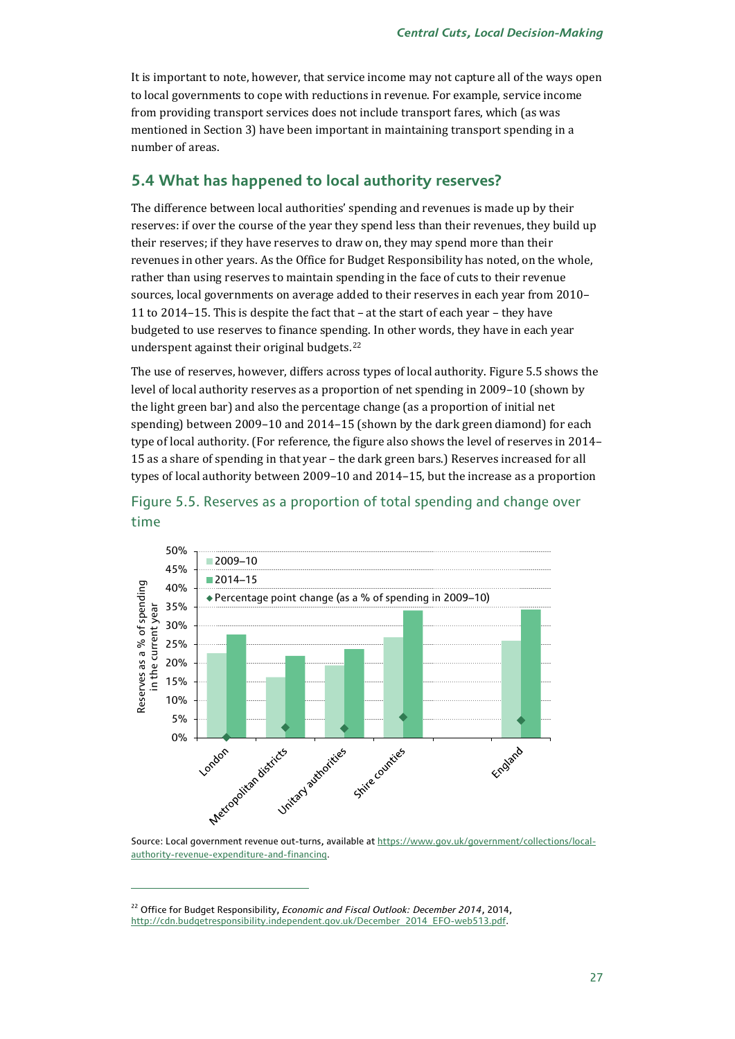It is important to note, however, that service income may not capture all of the ways open to local governments to cope with reductions in revenue. For example, service income from providing transport services does not include transport fares, which (as was mentioned in Section 3) have been important in maintaining transport spending in a number of areas.

## 5.4 What has happened to local authority reserves?

The difference between local authorities' spending and revenues is made up by their reserves: if over the course of the year they spend less than their revenues, they build up their reserves; if they have reserves to draw on, they may spend more than their revenues in other years. As the Office for Budget Responsibility has noted, on the whole, rather than using reserves to maintain spending in the face of cuts to their revenue sources, local governments on average added to their reserves in each year from 2010–11 to 2014–15. This is despite the fact that – at the start of each year – they have budgeted to use reserves to finance spending. In other words, they have in each year underspent against their original budgets.[22]

The use of reserves, however, differs across types of local authority. Figure 5.5 shows the level of local authority reserves as a proportion of net spending in 2009–10 (shown by the light green bar) and also the percentage change (as a proportion of initial net spending) between 2009–10 and 2014–15 (shown by the dark green diamond) for each type of local authority. (For reference, the figure also shows the level of reserves in 2014–15 as a share of spending in that year – the dark green bars.) Reserves increased for all types of local authority between 2009–10 and 2014–15, but the increase as a proportion

### Figure 5.5. Reserves as a proportion of total spending and change over time

Source: Local government revenue out-turns, available at https://www.gov.uk/government/collections/local-authority-revenue-expenditure-and-financing.

[22] Office for Budget Responsibility, *Economic and Fiscal Outlook: December 2014*, 2014, http://cdn.budgetresponsibility.independent.gov.uk/December_2014_EFO-web513.pdf.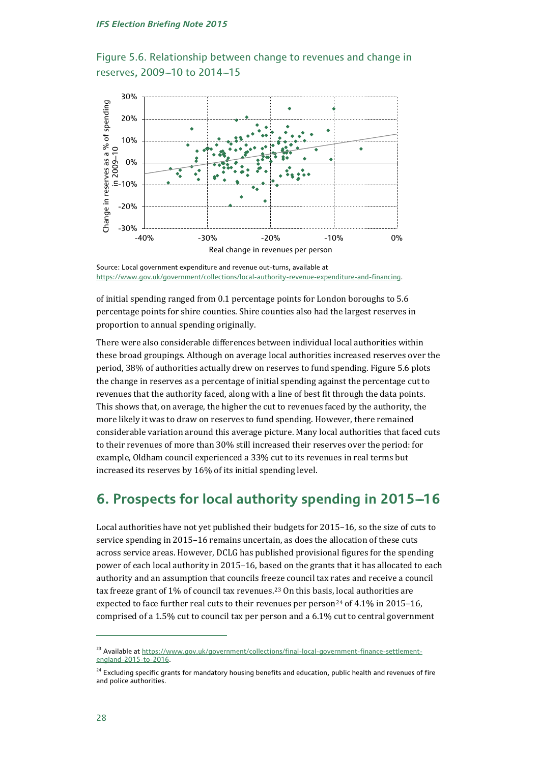Figure 5.6. Relationship between change to revenues and change in reserves, 2009–10 to 2014–15

Source: Local government expenditure and revenue out-turns, available at https://www.gov.uk/government/collections/local-authority-revenue-expenditure-and-financing.

of initial spending ranged from 0.1 percentage points for London boroughs to 5.6 percentage points for shire counties. Shire counties also had the largest reserves in proportion to annual spending originally.

There were also considerable differences between individual local authorities within these broad groupings. Although on average local authorities increased reserves over the period, 38% of authorities actually drew on reserves to fund spending. Figure 5.6 plots the change in reserves as a percentage of initial spending against the percentage cut to revenues that the authority faced, along with a line of best fit through the data points. This shows that, on average, the higher the cut to revenues faced by the authority, the more likely it was to draw on reserves to fund spending. However, there remained considerable variation around this average picture. Many local authorities that faced cuts to their revenues of more than 30% still increased their reserves over the period: for example, Oldham council experienced a 33% cut to its revenues in real terms but increased its reserves by 16% of its initial spending level.

## 6. Prospects for local authority spending in 2015–16

Local authorities have not yet published their budgets for 2015–16, so the size of cuts to service spending in 2015–16 remains uncertain, as does the allocation of these cuts across service areas. However, DCLG has published provisional figures for the spending power of each local authority in 2015–16, based on the grants that it has allocated to each authority and an assumption that councils freeze council tax rates and receive a council tax freeze grant of 1% of council tax revenues.[23] On this basis, local authorities are expected to face further real cuts to their revenues per person[24] of 4.1% in 2015–16, comprised of a 1.5% cut to council tax per person and a 6.1% cut to central government

[23] Available at https://www.gov.uk/government/collections/final-local-government-finance-settlement-england-2015-to-2016.

[24] Excluding specific grants for mandatory housing benefits and education, public health and revenues of fire and police authorities.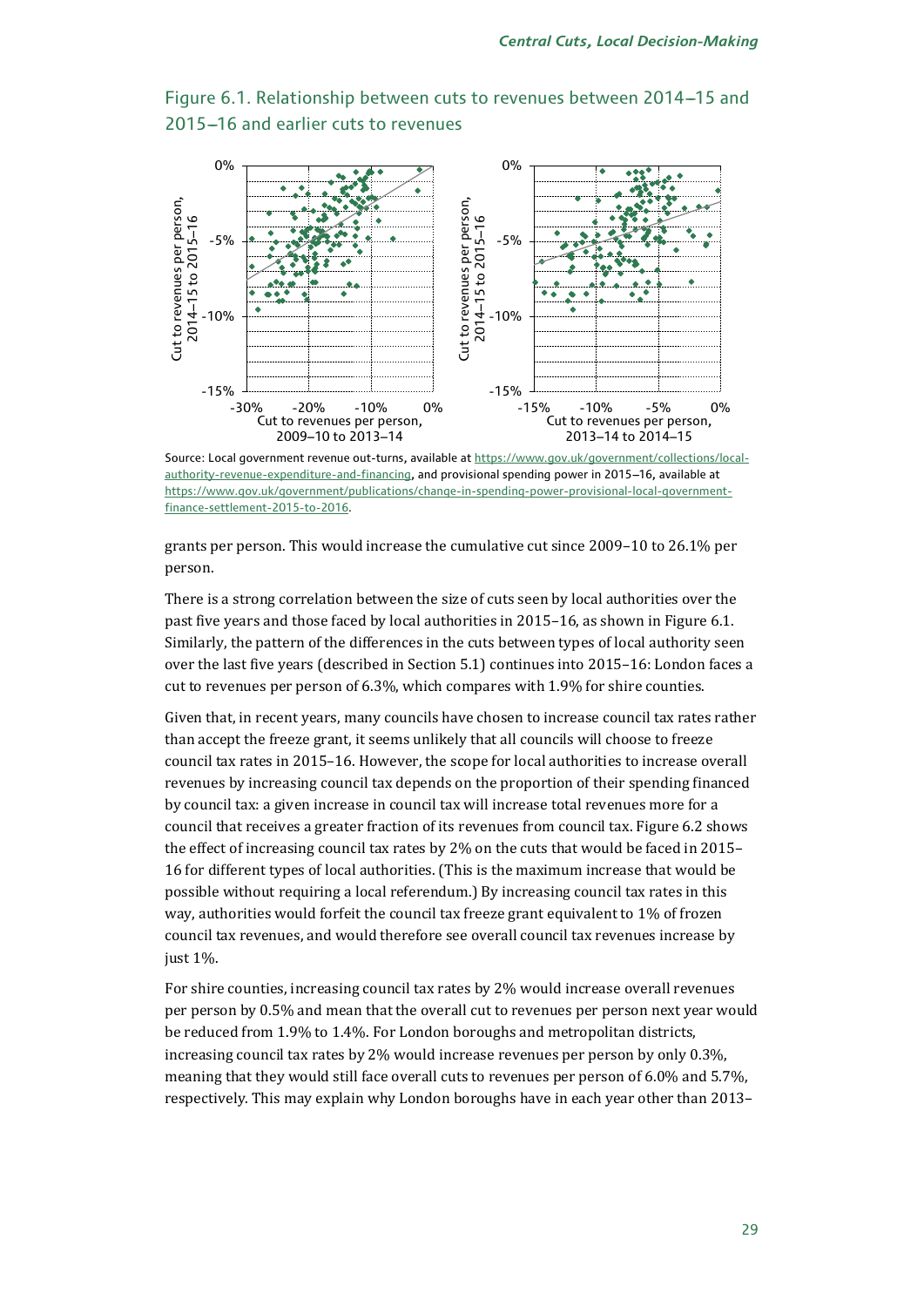Figure 6.1. Relationship between cuts to revenues between 2014–15 and 2015–16 and earlier cuts to revenues

Source: Local government revenue out-turns, available at https://www.gov.uk/government/collections/local-authority-revenue-expenditure-and-financing, and provisional spending power in 2015–16, available at https://www.gov.uk/government/publications/change-in-spending-power-provisional-local-government-finance-settlement-2015-to-2016.

grants per person. This would increase the cumulative cut since 2009–10 to 26.1% per person.

There is a strong correlation between the size of cuts seen by local authorities over the past five years and those faced by local authorities in 2015–16, as shown in Figure 6.1. Similarly, the pattern of the differences in the cuts between types of local authority seen over the last five years (described in Section 5.1) continues into 2015–16: London faces a cut to revenues per person of 6.3%, which compares with 1.9% for shire counties.

Given that, in recent years, many councils have chosen to increase council tax rates rather than accept the freeze grant, it seems unlikely that all councils will choose to freeze council tax rates in 2015–16. However, the scope for local authorities to increase overall revenues by increasing council tax depends on the proportion of their spending financed by council tax: a given increase in council tax will increase total revenues more for a council that receives a greater fraction of its revenues from council tax. Figure 6.2 shows the effect of increasing council tax rates by 2% on the cuts that would be faced in 2015–16 for different types of local authorities. (This is the maximum increase that would be possible without requiring a local referendum.) By increasing council tax rates in this way, authorities would forfeit the council tax freeze grant equivalent to 1% of frozen council tax revenues, and would therefore see overall council tax revenues increase by just 1%.

For shire counties, increasing council tax rates by 2% would increase overall revenues per person by 0.5% and mean that the overall cut to revenues per person next year would be reduced from 1.9% to 1.4%. For London boroughs and metropolitan districts, increasing council tax rates by 2% would increase revenues per person by only 0.3%, meaning that they would still face overall cuts to revenues per person of 6.0% and 5.7%, respectively. This may explain why London boroughs have in each year other than 2013–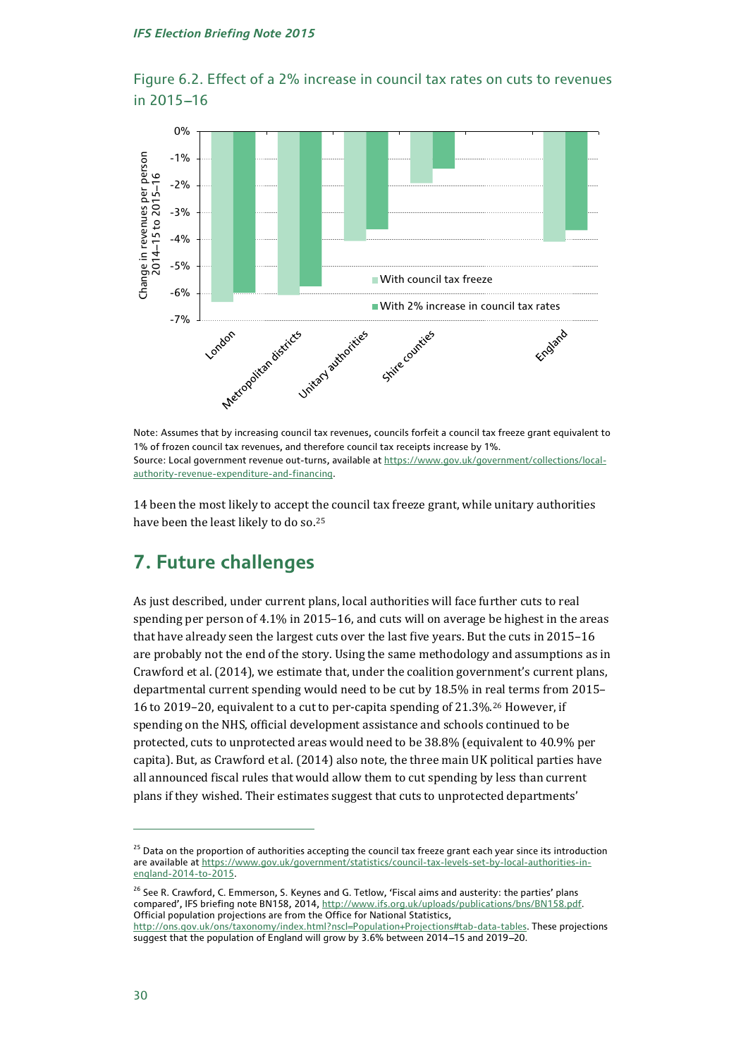Figure 6.2. Effect of a 2% increase in council tax rates on cuts to revenues in 2015–16

Note: Assumes that by increasing council tax revenues, councils forfeit a council tax freeze grant equivalent to 1% of frozen council tax revenues, and therefore council tax receipts increase by 1%.
Source: Local government revenue out-turns, available at https://www.gov.uk/government/collections/local-authority-revenue-expenditure-and-financing.

14 been the most likely to accept the council tax freeze grant, while unitary authorities have been the least likely to do so.[25]

## 7. Future challenges

As just described, under current plans, local authorities will face further cuts to real spending per person of 4.1% in 2015–16, and cuts will on average be highest in the areas that have already seen the largest cuts over the last five years. But the cuts in 2015–16 are probably not the end of the story. Using the same methodology and assumptions as in Crawford et al. (2014), we estimate that, under the coalition government's current plans, departmental current spending would need to be cut by 18.5% in real terms from 2015–16 to 2019–20, equivalent to a cut to per-capita spending of 21.3%.[26] However, if spending on the NHS, official development assistance and schools continued to be protected, cuts to unprotected areas would need to be 38.8% (equivalent to 40.9% per capita). But, as Crawford et al. (2014) also note, the three main UK political parties have all announced fiscal rules that would allow them to cut spending by less than current plans if they wished. Their estimates suggest that cuts to unprotected departments'

[25] Data on the proportion of authorities accepting the council tax freeze grant each year since its introduction are available at https://www.gov.uk/government/statistics/council-tax-levels-set-by-local-authorities-in-england-2014-to-2015.

[26] See R. Crawford, C. Emmerson, S. Keynes and G. Tetlow, 'Fiscal aims and austerity: the parties' plans compared', IFS briefing note BN158, 2014, http://www.ifs.org.uk/uploads/publications/bns/BN158.pdf. Official population projections are from the Office for National Statistics, http://ons.gov.uk/ons/taxonomy/index.html?nscl=Population+Projections#tab-data-tables. These projections suggest that the population of England will grow by 3.6% between 2014–15 and 2019–20.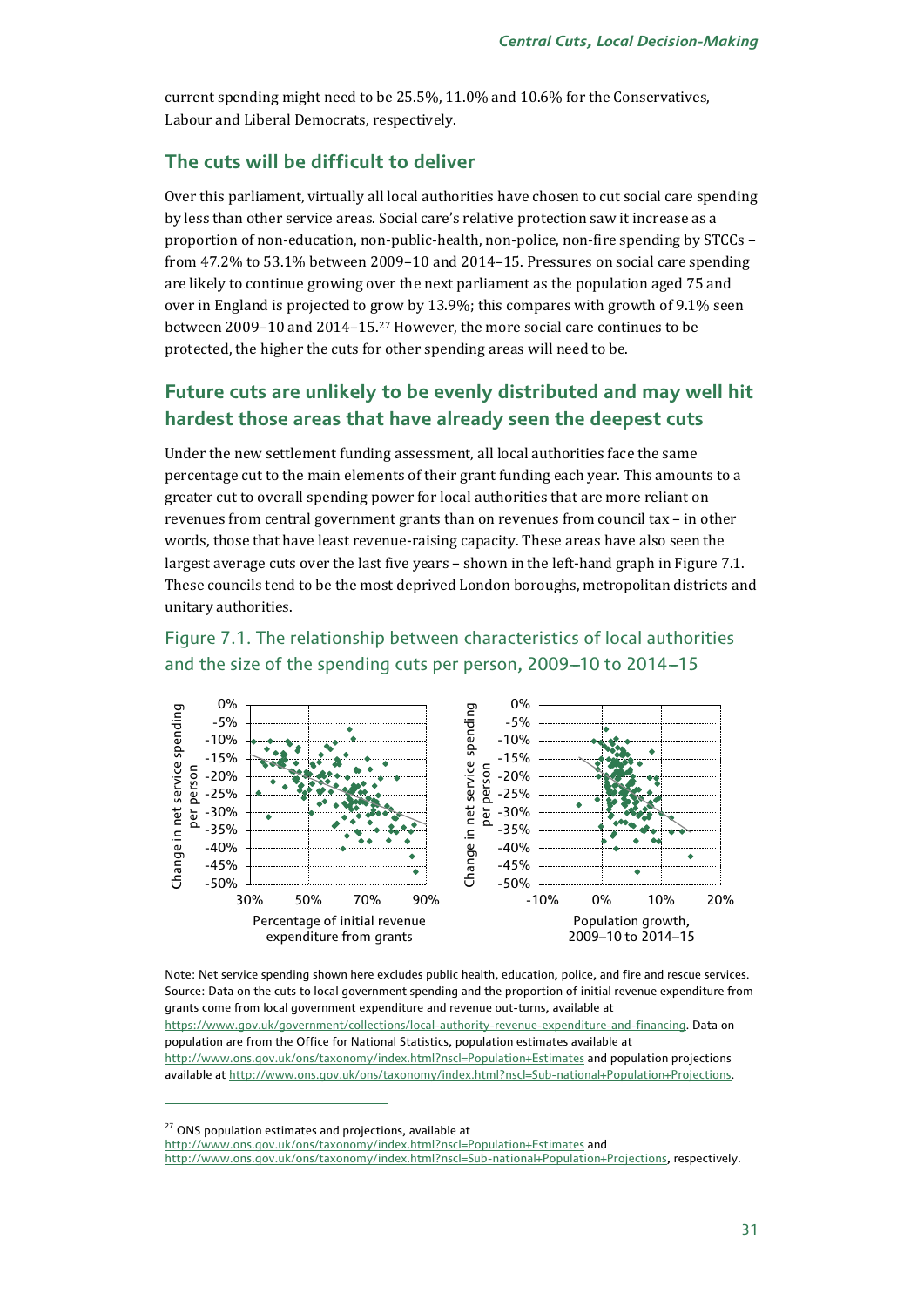current spending might need to be 25.5%, 11.0% and 10.6% for the Conservatives, Labour and Liberal Democrats, respectively.

## The cuts will be difficult to deliver

Over this parliament, virtually all local authorities have chosen to cut social care spending by less than other service areas. Social care's relative protection saw it increase as a proportion of non-education, non-public-health, non-police, non-fire spending by STCCs – from 47.2% to 53.1% between 2009–10 and 2014–15. Pressures on social care spending are likely to continue growing over the next parliament as the population aged 75 and over in England is projected to grow by 13.9%; this compares with growth of 9.1% seen between 2009–10 and 2014–15.[27] However, the more social care continues to be protected, the higher the cuts for other spending areas will need to be.

## Future cuts are unlikely to be evenly distributed and may well hit hardest those areas that have already seen the deepest cuts

Under the new settlement funding assessment, all local authorities face the same percentage cut to the main elements of their grant funding each year. This amounts to a greater cut to overall spending power for local authorities that are more reliant on revenues from central government grants than on revenues from council tax – in other words, those that have least revenue-raising capacity. These areas have also seen the largest average cuts over the last five years – shown in the left-hand graph in Figure 7.1. These councils tend to be the most deprived London boroughs, metropolitan districts and unitary authorities.

Figure 7.1. The relationship between characteristics of local authorities and the size of the spending cuts per person, 2009–10 to 2014–15

Note: Net service spending shown here excludes public health, education, police, and fire and rescue services.
Source: Data on the cuts to local government spending and the proportion of initial revenue expenditure from grants come from local government expenditure and revenue out-turns, available at https://www.gov.uk/government/collections/local-authority-revenue-expenditure-and-financing. Data on population are from the Office for National Statistics, population estimates available at http://www.ons.gov.uk/ons/taxonomy/index.html?nscl=Population+Estimates and population projections available at http://www.ons.gov.uk/ons/taxonomy/index.html?nscl=Sub-national+Population+Projections.

[27] ONS population estimates and projections, available at http://www.ons.gov.uk/ons/taxonomy/index.html?nscl=Population+Estimates and http://www.ons.gov.uk/ons/taxonomy/index.html?nscl=Sub-national+Population+Projections, respectively.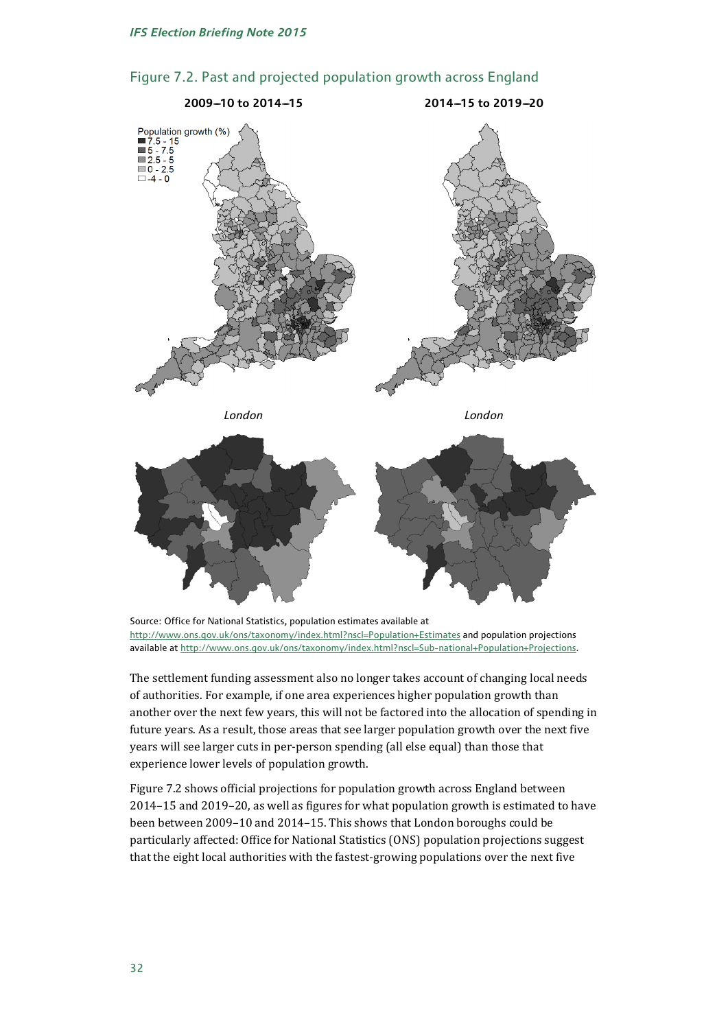Figure 7.2. Past and projected population growth across England

Source: Office for National Statistics, population estimates available at http://www.ons.gov.uk/ons/taxonomy/index.html?nscl=Population+Estimates and population projections available at http://www.ons.gov.uk/ons/taxonomy/index.html?nscl=Sub-national+Population+Projections.

The settlement funding assessment also no longer takes account of changing local needs of authorities. For example, if one area experiences higher population growth than another over the next few years, this will not be factored into the allocation of spending in future years. As a result, those areas that see larger population growth over the next five years will see larger cuts in per-person spending (all else equal) than those that experience lower levels of population growth.

Figure 7.2 shows official projections for population growth across England between 2014–15 and 2019–20, as well as figures for what population growth is estimated to have been between 2009–10 and 2014–15. This shows that London boroughs could be particularly affected: Office for National Statistics (ONS) population projections suggest that the eight local authorities with the fastest-growing populations over the next five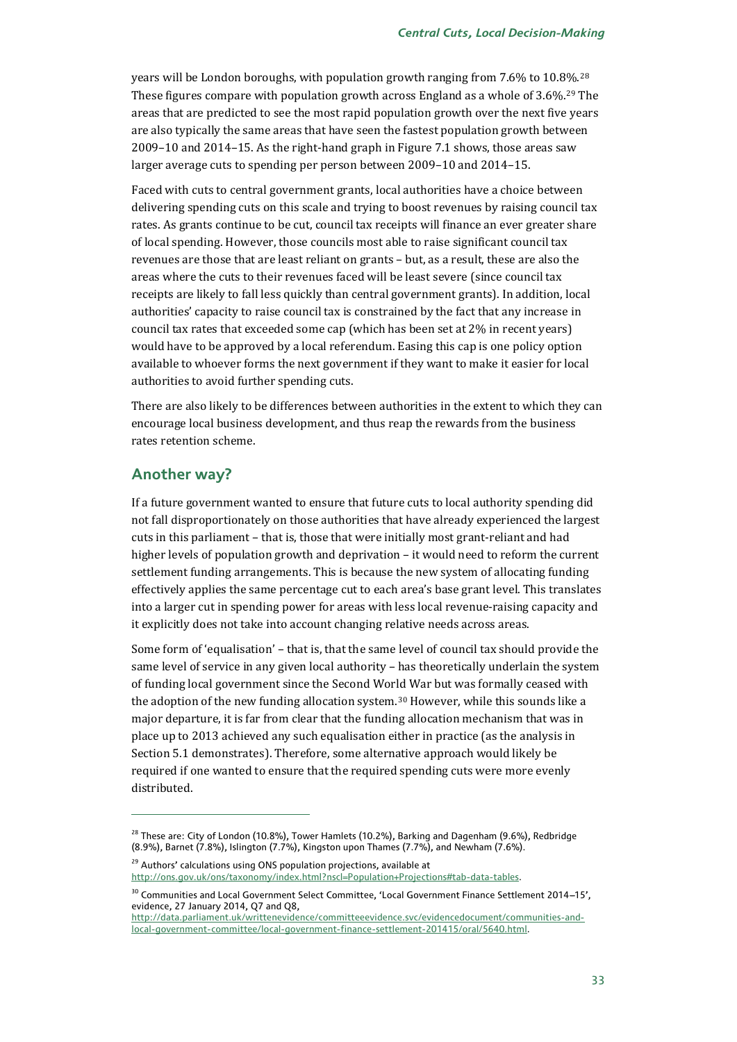years will be London boroughs, with population growth ranging from 7.6% to 10.8%.[28] These figures compare with population growth across England as a whole of 3.6%.[29] The areas that are predicted to see the most rapid population growth over the next five years are also typically the same areas that have seen the fastest population growth between 2009–10 and 2014–15. As the right-hand graph in Figure 7.1 shows, those areas saw larger average cuts to spending per person between 2009–10 and 2014–15.

Faced with cuts to central government grants, local authorities have a choice between delivering spending cuts on this scale and trying to boost revenues by raising council tax rates. As grants continue to be cut, council tax receipts will finance an ever greater share of local spending. However, those councils most able to raise significant council tax revenues are those that are least reliant on grants – but, as a result, these are also the areas where the cuts to their revenues faced will be least severe (since council tax receipts are likely to fall less quickly than central government grants). In addition, local authorities' capacity to raise council tax is constrained by the fact that any increase in council tax rates that exceeded some cap (which has been set at 2% in recent years) would have to be approved by a local referendum. Easing this cap is one policy option available to whoever forms the next government if they want to make it easier for local authorities to avoid further spending cuts.

There are also likely to be differences between authorities in the extent to which they can encourage local business development, and thus reap the rewards from the business rates retention scheme.

## Another way?

If a future government wanted to ensure that future cuts to local authority spending did not fall disproportionately on those authorities that have already experienced the largest cuts in this parliament – that is, those that were initially most grant-reliant and had higher levels of population growth and deprivation – it would need to reform the current settlement funding arrangements. This is because the new system of allocating funding effectively applies the same percentage cut to each area's base grant level. This translates into a larger cut in spending power for areas with less local revenue-raising capacity and it explicitly does not take into account changing relative needs across areas.

Some form of 'equalisation' – that is, that the same level of council tax should provide the same level of service in any given local authority – has theoretically underlain the system of funding local government since the Second World War but was formally ceased with the adoption of the new funding allocation system.[30] However, while this sounds like a major departure, it is far from clear that the funding allocation mechanism that was in place up to 2013 achieved any such equalisation either in practice (as the analysis in Section 5.1 demonstrates). Therefore, some alternative approach would likely be required if one wanted to ensure that the required spending cuts were more evenly distributed.

---

[28] These are: City of London (10.8%), Tower Hamlets (10.2%), Barking and Dagenham (9.6%), Redbridge (8.9%), Barnet (7.8%), Islington (7.7%), Kingston upon Thames (7.7%), and Newham (7.6%).

[29] Authors' calculations using ONS population projections, available at http://ons.gov.uk/ons/taxonomy/index.html?nscl=Population+Projections#tab-data-tables.

[30] Communities and Local Government Select Committee, 'Local Government Finance Settlement 2014–15', evidence, 27 January 2014, Q7 and Q8, http://data.parliament.uk/writtenevidence/committeeevidence.svc/evidencedocument/communities-and-local-government-committee/local-government-finance-settlement-201415/oral/5640.html.